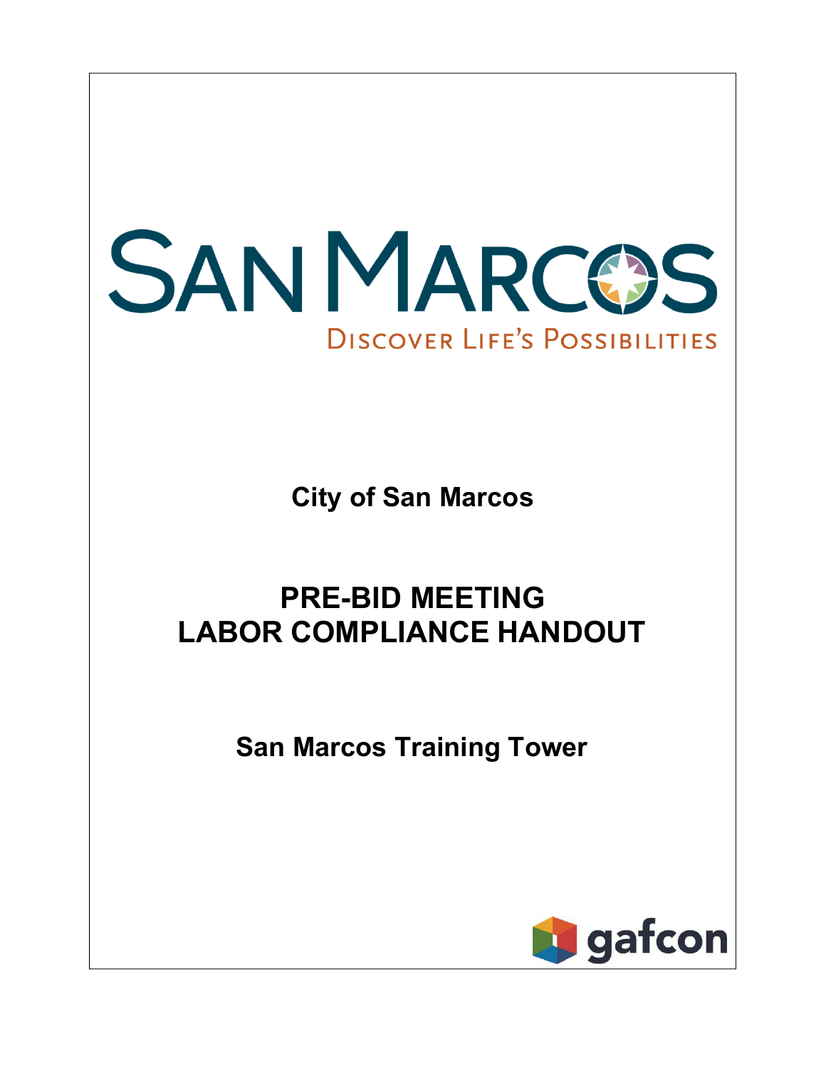SAN MARCOS

DISCOVER LIFE'S POSSIBILITIES

**City of San Marcos**

# PRE-BID MEETING
# LABOR COMPLIANCE HANDOUT

**San Marcos Training Tower**

gafcon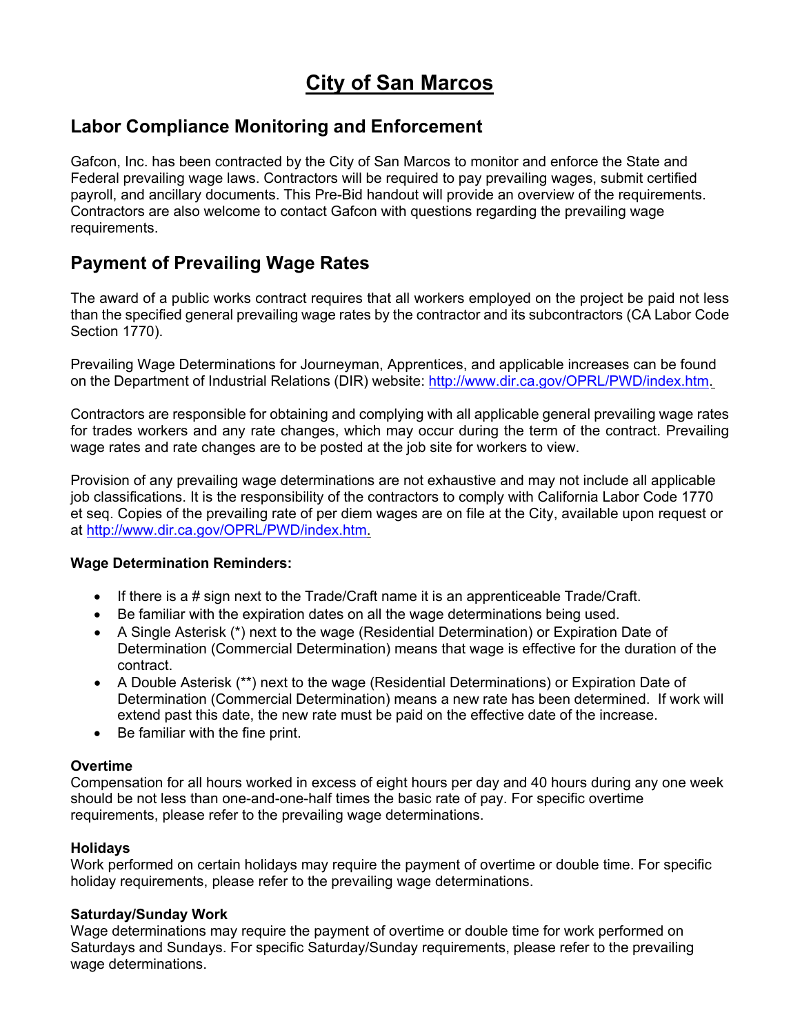# City of San Marcos

## Labor Compliance Monitoring and Enforcement

Gafcon, Inc. has been contracted by the City of San Marcos to monitor and enforce the State and Federal prevailing wage laws. Contractors will be required to pay prevailing wages, submit certified payroll, and ancillary documents. This Pre-Bid handout will provide an overview of the requirements. Contractors are also welcome to contact Gafcon with questions regarding the prevailing wage requirements.

## Payment of Prevailing Wage Rates

The award of a public works contract requires that all workers employed on the project be paid not less than the specified general prevailing wage rates by the contractor and its subcontractors (CA Labor Code Section 1770).

Prevailing Wage Determinations for Journeyman, Apprentices, and applicable increases can be found on the Department of Industrial Relations (DIR) website: http://www.dir.ca.gov/OPRL/PWD/index.htm.

Contractors are responsible for obtaining and complying with all applicable general prevailing wage rates for trades workers and any rate changes, which may occur during the term of the contract. Prevailing wage rates and rate changes are to be posted at the job site for workers to view.

Provision of any prevailing wage determinations are not exhaustive and may not include all applicable job classifications. It is the responsibility of the contractors to comply with California Labor Code 1770 et seq. Copies of the prevailing rate of per diem wages are on file at the City, available upon request or at http://www.dir.ca.gov/OPRL/PWD/index.htm.

**Wage Determination Reminders:**

- If there is a # sign next to the Trade/Craft name it is an apprenticeable Trade/Craft.
- Be familiar with the expiration dates on all the wage determinations being used.
- A Single Asterisk (*) next to the wage (Residential Determination) or Expiration Date of Determination (Commercial Determination) means that wage is effective for the duration of the contract.
- A Double Asterisk (**) next to the wage (Residential Determinations) or Expiration Date of Determination (Commercial Determination) means a new rate has been determined. If work will extend past this date, the new rate must be paid on the effective date of the increase.
- Be familiar with the fine print.

**Overtime**
Compensation for all hours worked in excess of eight hours per day and 40 hours during any one week should be not less than one-and-one-half times the basic rate of pay. For specific overtime requirements, please refer to the prevailing wage determinations.

**Holidays**
Work performed on certain holidays may require the payment of overtime or double time. For specific holiday requirements, please refer to the prevailing wage determinations.

**Saturday/Sunday Work**
Wage determinations may require the payment of overtime or double time for work performed on Saturdays and Sundays. For specific Saturday/Sunday requirements, please refer to the prevailing wage determinations.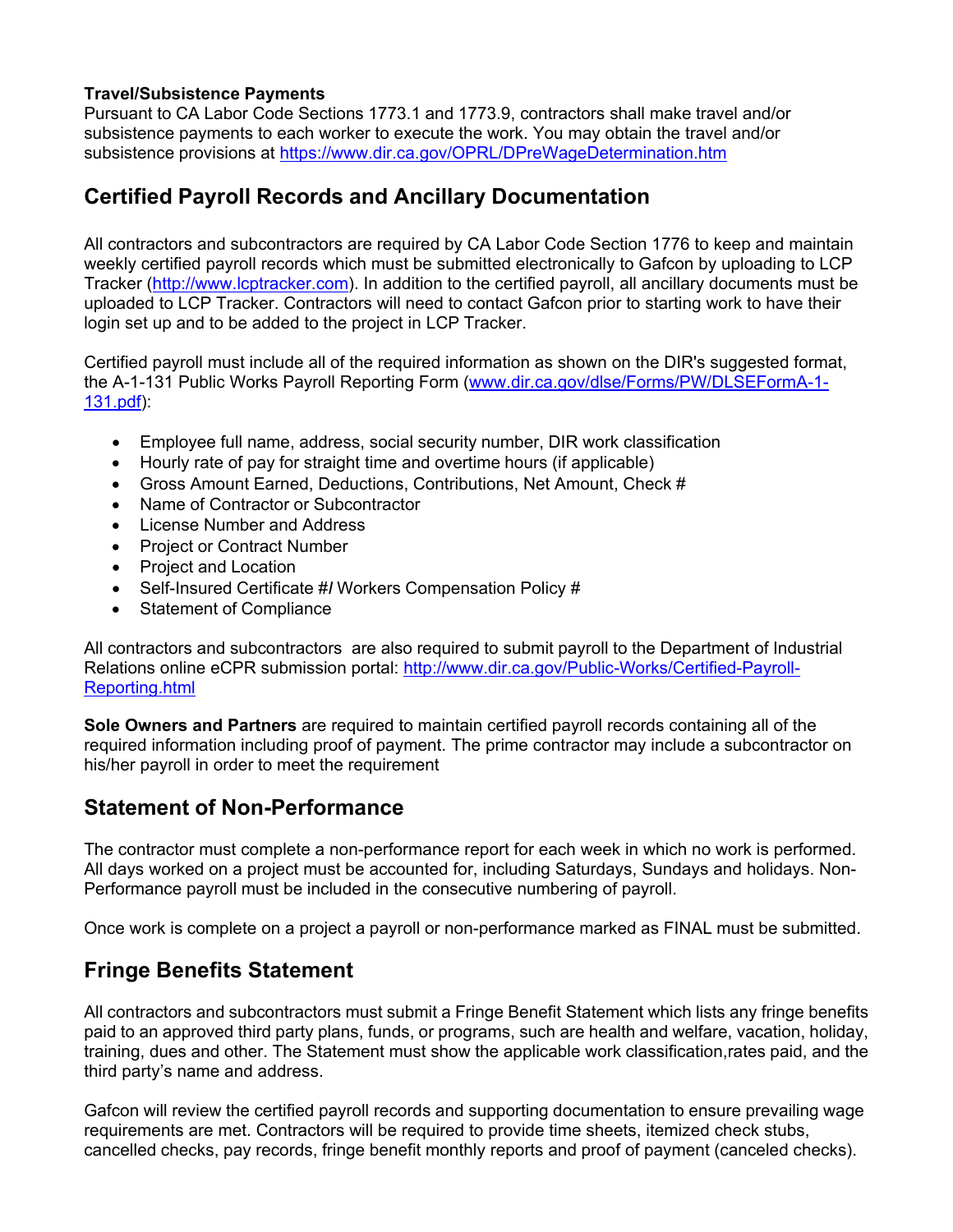**Travel/Subsistence Payments**
Pursuant to CA Labor Code Sections 1773.1 and 1773.9, contractors shall make travel and/or subsistence payments to each worker to execute the work. You may obtain the travel and/or subsistence provisions at https://www.dir.ca.gov/OPRL/DPreWageDetermination.htm

## Certified Payroll Records and Ancillary Documentation

All contractors and subcontractors are required by CA Labor Code Section 1776 to keep and maintain weekly certified payroll records which must be submitted electronically to Gafcon by uploading to LCP Tracker (http://www.lcptracker.com). In addition to the certified payroll, all ancillary documents must be uploaded to LCP Tracker. Contractors will need to contact Gafcon prior to starting work to have their login set up and to be added to the project in LCP Tracker.

Certified payroll must include all of the required information as shown on the DIR's suggested format, the A-1-131 Public Works Payroll Reporting Form (www.dir.ca.gov/dlse/Forms/PW/DLSEFormA-1-131.pdf):

- Employee full name, address, social security number, DIR work classification
- Hourly rate of pay for straight time and overtime hours (if applicable)
- Gross Amount Earned, Deductions, Contributions, Net Amount, Check #
- Name of Contractor or Subcontractor
- License Number and Address
- Project or Contract Number
- Project and Location
- Self-Insured Certificate #/ Workers Compensation Policy #
- Statement of Compliance

All contractors and subcontractors are also required to submit payroll to the Department of Industrial Relations online eCPR submission portal: http://www.dir.ca.gov/Public-Works/Certified-Payroll-Reporting.html

**Sole Owners and Partners** are required to maintain certified payroll records containing all of the required information including proof of payment. The prime contractor may include a subcontractor on his/her payroll in order to meet the requirement

## Statement of Non-Performance

The contractor must complete a non-performance report for each week in which no work is performed. All days worked on a project must be accounted for, including Saturdays, Sundays and holidays. Non-Performance payroll must be included in the consecutive numbering of payroll.

Once work is complete on a project a payroll or non-performance marked as FINAL must be submitted.

## Fringe Benefits Statement

All contractors and subcontractors must submit a Fringe Benefit Statement which lists any fringe benefits paid to an approved third party plans, funds, or programs, such are health and welfare, vacation, holiday, training, dues and other. The Statement must show the applicable work classification,rates paid, and the third party's name and address.

Gafcon will review the certified payroll records and supporting documentation to ensure prevailing wage requirements are met. Contractors will be required to provide time sheets, itemized check stubs, cancelled checks, pay records, fringe benefit monthly reports and proof of payment (canceled checks).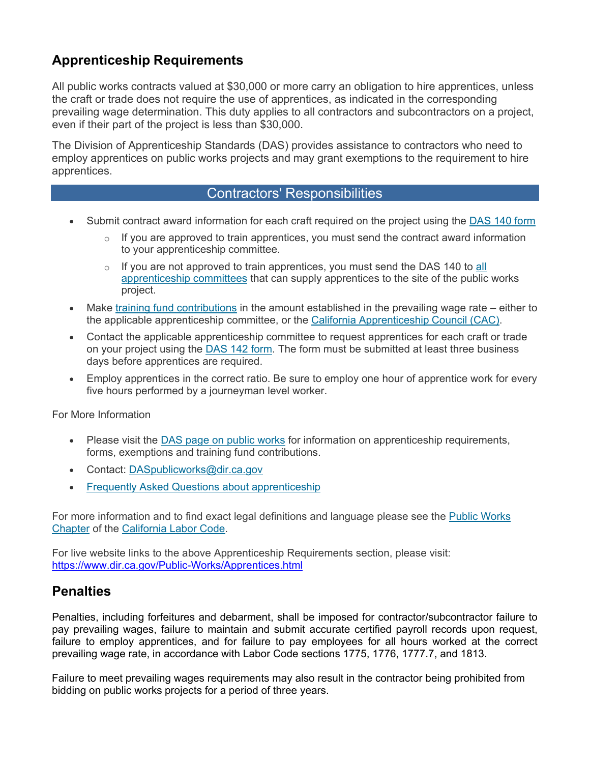## Apprenticeship Requirements

All public works contracts valued at $30,000 or more carry an obligation to hire apprentices, unless the craft or trade does not require the use of apprentices, as indicated in the corresponding prevailing wage determination. This duty applies to all contractors and subcontractors on a project, even if their part of the project is less than $30,000.

The Division of Apprenticeship Standards (DAS) provides assistance to contractors who need to employ apprentices on public works projects and may grant exemptions to the requirement to hire apprentices.

### Contractors' Responsibilities

- Submit contract award information for each craft required on the project using the DAS 140 form
  - If you are approved to train apprentices, you must send the contract award information to your apprenticeship committee.
  - If you are not approved to train apprentices, you must send the DAS 140 to all apprenticeship committees that can supply apprentices to the site of the public works project.
- Make training fund contributions in the amount established in the prevailing wage rate – either to the applicable apprenticeship committee, or the California Apprenticeship Council (CAC).
- Contact the applicable apprenticeship committee to request apprentices for each craft or trade on your project using the DAS 142 form. The form must be submitted at least three business days before apprentices are required.
- Employ apprentices in the correct ratio. Be sure to employ one hour of apprentice work for every five hours performed by a journeyman level worker.

For More Information

- Please visit the DAS page on public works for information on apprenticeship requirements, forms, exemptions and training fund contributions.
- Contact: DASpublicworks@dir.ca.gov
- Frequently Asked Questions about apprenticeship

For more information and to find exact legal definitions and language please see the Public Works Chapter of the California Labor Code.

For live website links to the above Apprenticeship Requirements section, please visit: https://www.dir.ca.gov/Public-Works/Apprentices.html

## Penalties

Penalties, including forfeitures and debarment, shall be imposed for contractor/subcontractor failure to pay prevailing wages, failure to maintain and submit accurate certified payroll records upon request, failure to employ apprentices, and for failure to pay employees for all hours worked at the correct prevailing wage rate, in accordance with Labor Code sections 1775, 1776, 1777.7, and 1813.

Failure to meet prevailing wages requirements may also result in the contractor being prohibited from bidding on public works projects for a period of three years.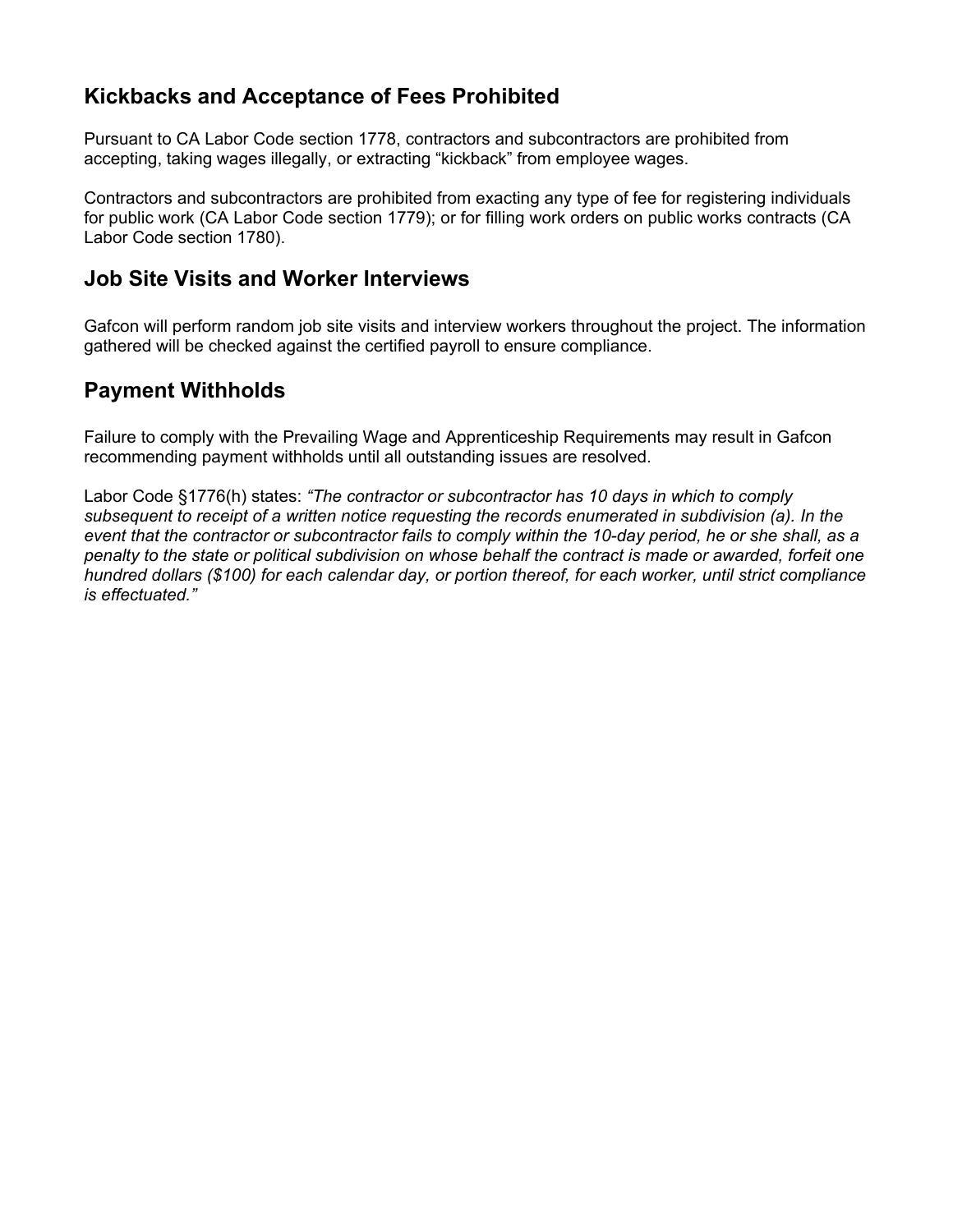## Kickbacks and Acceptance of Fees Prohibited

Pursuant to CA Labor Code section 1778, contractors and subcontractors are prohibited from accepting, taking wages illegally, or extracting "kickback" from employee wages.

Contractors and subcontractors are prohibited from exacting any type of fee for registering individuals for public work (CA Labor Code section 1779); or for filling work orders on public works contracts (CA Labor Code section 1780).

## Job Site Visits and Worker Interviews

Gafcon will perform random job site visits and interview workers throughout the project. The information gathered will be checked against the certified payroll to ensure compliance.

## Payment Withholds

Failure to comply with the Prevailing Wage and Apprenticeship Requirements may result in Gafcon recommending payment withholds until all outstanding issues are resolved.

Labor Code §1776(h) states: *"The contractor or subcontractor has 10 days in which to comply subsequent to receipt of a written notice requesting the records enumerated in subdivision (a). In the event that the contractor or subcontractor fails to comply within the 10-day period, he or she shall, as a penalty to the state or political subdivision on whose behalf the contract is made or awarded, forfeit one hundred dollars ($100) for each calendar day, or portion thereof, for each worker, until strict compliance is effectuated."*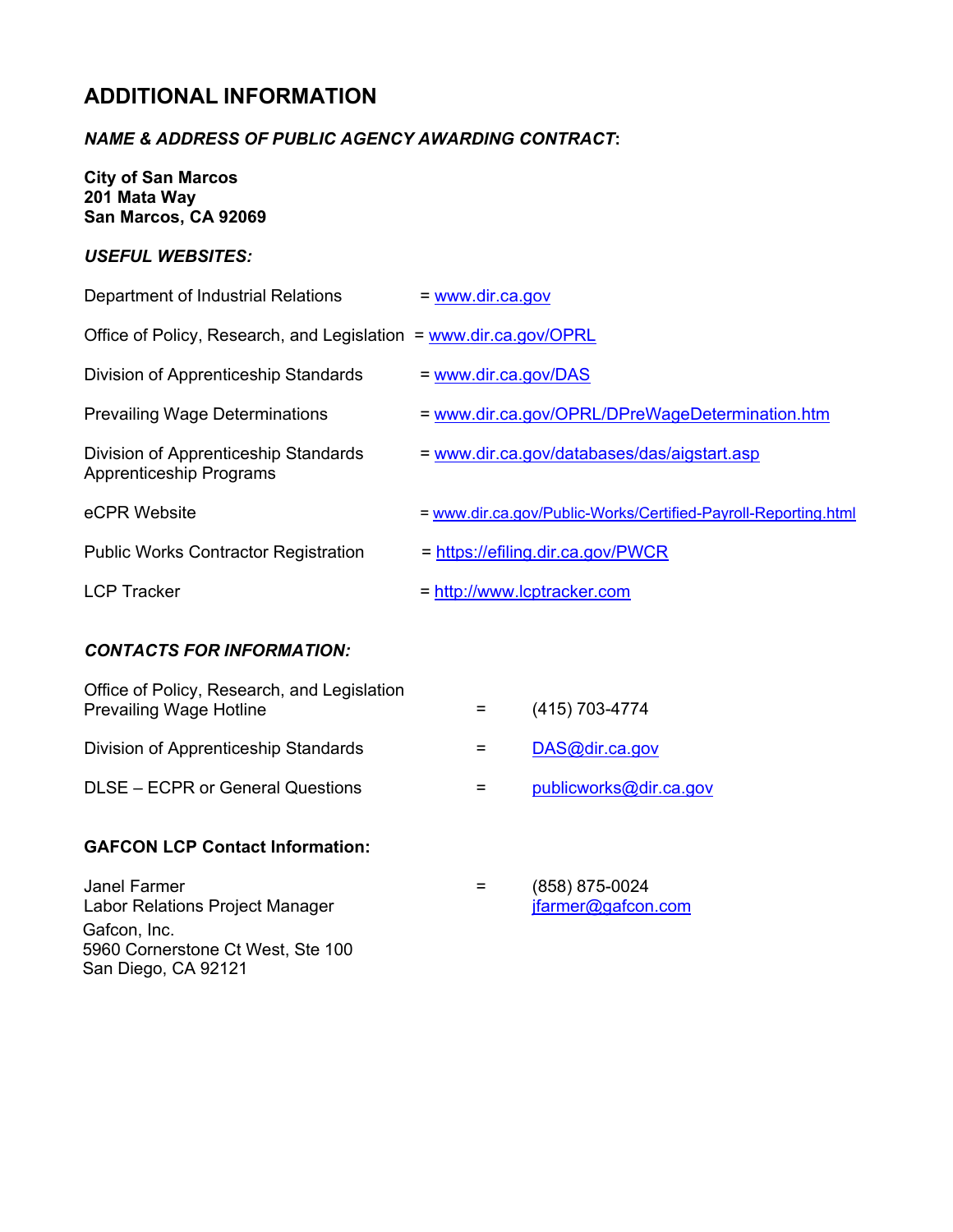# ADDITIONAL INFORMATION

***NAME & ADDRESS OF PUBLIC AGENCY AWARDING CONTRACT*:**

**City of San Marcos**
**201 Mata Way**
**San Marcos, CA 92069**

***USEFUL WEBSITES:***

| | |
|---|---|
| Department of Industrial Relations | = www.dir.ca.gov |
| Office of Policy, Research, and Legislation | = www.dir.ca.gov/OPRL |
| Division of Apprenticeship Standards | = www.dir.ca.gov/DAS |
| Prevailing Wage Determinations | = www.dir.ca.gov/OPRL/DPreWageDetermination.htm |
| Division of Apprenticeship Standards Apprenticeship Programs | = www.dir.ca.gov/databases/das/aigstart.asp |
| eCPR Website | = www.dir.ca.gov/Public-Works/Certified-Payroll-Reporting.html |
| Public Works Contractor Registration | = https://efiling.dir.ca.gov/PWCR |
| LCP Tracker | = http://www.lcptracker.com |

***CONTACTS FOR INFORMATION:***

| | | |
|---|---|---|
| Office of Policy, Research, and Legislation Prevailing Wage Hotline | = | (415) 703-4774 |
| Division of Apprenticeship Standards | = | DAS@dir.ca.gov |
| DLSE – ECPR or General Questions | = | publicworks@dir.ca.gov |

**GAFCON LCP Contact Information:**

Janel Farmer = (858) 875-0024
Labor Relations Project Manager jfarmer@gafcon.com
Gafcon, Inc.
5960 Cornerstone Ct West, Ste 100
San Diego, CA 92121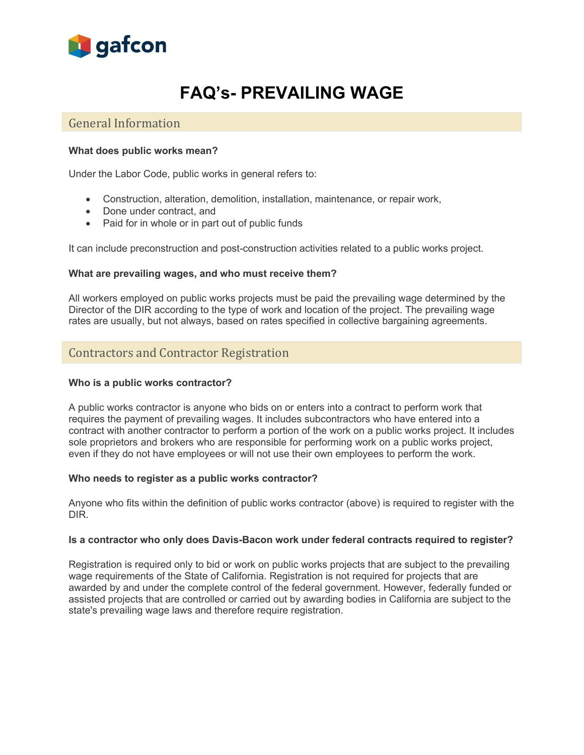# FAQ's- PREVAILING WAGE

## General Information

**What does public works mean?**

Under the Labor Code, public works in general refers to:

- Construction, alteration, demolition, installation, maintenance, or repair work,
- Done under contract, and
- Paid for in whole or in part out of public funds

It can include preconstruction and post-construction activities related to a public works project.

**What are prevailing wages, and who must receive them?**

All workers employed on public works projects must be paid the prevailing wage determined by the Director of the DIR according to the type of work and location of the project. The prevailing wage rates are usually, but not always, based on rates specified in collective bargaining agreements.

## Contractors and Contractor Registration

**Who is a public works contractor?**

A public works contractor is anyone who bids on or enters into a contract to perform work that requires the payment of prevailing wages. It includes subcontractors who have entered into a contract with another contractor to perform a portion of the work on a public works project. It includes sole proprietors and brokers who are responsible for performing work on a public works project, even if they do not have employees or will not use their own employees to perform the work.

**Who needs to register as a public works contractor?**

Anyone who fits within the definition of public works contractor (above) is required to register with the DIR.

**Is a contractor who only does Davis-Bacon work under federal contracts required to register?**

Registration is required only to bid or work on public works projects that are subject to the prevailing wage requirements of the State of California. Registration is not required for projects that are awarded by and under the complete control of the federal government. However, federally funded or assisted projects that are controlled or carried out by awarding bodies in California are subject to the state's prevailing wage laws and therefore require registration.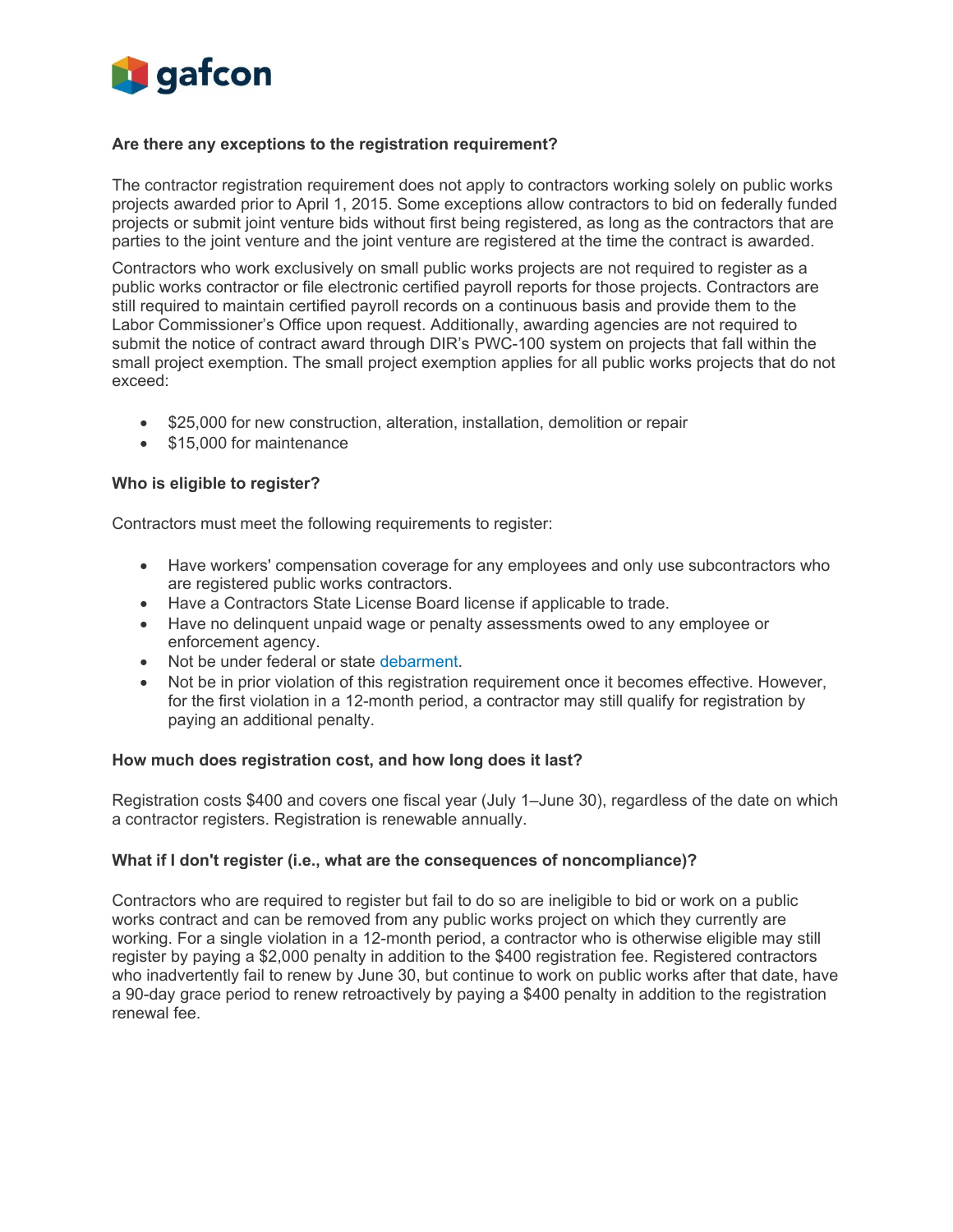**Are there any exceptions to the registration requirement?**

The contractor registration requirement does not apply to contractors working solely on public works projects awarded prior to April 1, 2015. Some exceptions allow contractors to bid on federally funded projects or submit joint venture bids without first being registered, as long as the contractors that are parties to the joint venture and the joint venture are registered at the time the contract is awarded.

Contractors who work exclusively on small public works projects are not required to register as a public works contractor or file electronic certified payroll reports for those projects. Contractors are still required to maintain certified payroll records on a continuous basis and provide them to the Labor Commissioner's Office upon request. Additionally, awarding agencies are not required to submit the notice of contract award through DIR's PWC-100 system on projects that fall within the small project exemption. The small project exemption applies for all public works projects that do not exceed:

- $25,000 for new construction, alteration, installation, demolition or repair
- $15,000 for maintenance

**Who is eligible to register?**

Contractors must meet the following requirements to register:

- Have workers' compensation coverage for any employees and only use subcontractors who are registered public works contractors.
- Have a Contractors State License Board license if applicable to trade.
- Have no delinquent unpaid wage or penalty assessments owed to any employee or enforcement agency.
- Not be under federal or state debarment.
- Not be in prior violation of this registration requirement once it becomes effective. However, for the first violation in a 12-month period, a contractor may still qualify for registration by paying an additional penalty.

**How much does registration cost, and how long does it last?**

Registration costs $400 and covers one fiscal year (July 1–June 30), regardless of the date on which a contractor registers. Registration is renewable annually.

**What if I don't register (i.e., what are the consequences of noncompliance)?**

Contractors who are required to register but fail to do so are ineligible to bid or work on a public works contract and can be removed from any public works project on which they currently are working. For a single violation in a 12-month period, a contractor who is otherwise eligible may still register by paying a $2,000 penalty in addition to the $400 registration fee. Registered contractors who inadvertently fail to renew by June 30, but continue to work on public works after that date, have a 90-day grace period to renew retroactively by paying a $400 penalty in addition to the registration renewal fee.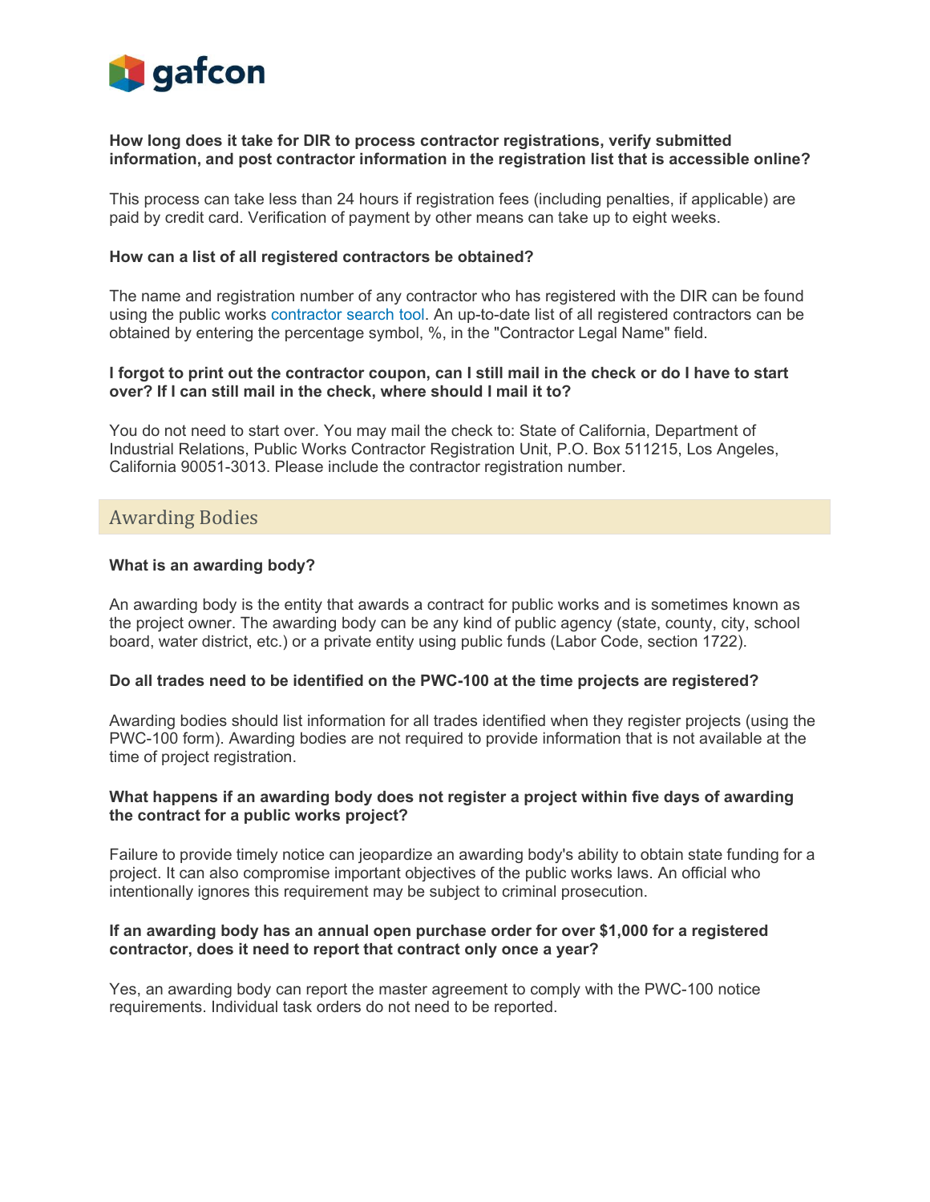**How long does it take for DIR to process contractor registrations, verify submitted information, and post contractor information in the registration list that is accessible online?**

This process can take less than 24 hours if registration fees (including penalties, if applicable) are paid by credit card. Verification of payment by other means can take up to eight weeks.

**How can a list of all registered contractors be obtained?**

The name and registration number of any contractor who has registered with the DIR can be found using the public works contractor search tool. An up-to-date list of all registered contractors can be obtained by entering the percentage symbol, %, in the "Contractor Legal Name" field.

**I forgot to print out the contractor coupon, can I still mail in the check or do I have to start over? If I can still mail in the check, where should I mail it to?**

You do not need to start over. You may mail the check to: State of California, Department of Industrial Relations, Public Works Contractor Registration Unit, P.O. Box 511215, Los Angeles, California 90051-3013. Please include the contractor registration number.

## Awarding Bodies

**What is an awarding body?**

An awarding body is the entity that awards a contract for public works and is sometimes known as the project owner. The awarding body can be any kind of public agency (state, county, city, school board, water district, etc.) or a private entity using public funds (Labor Code, section 1722).

**Do all trades need to be identified on the PWC-100 at the time projects are registered?**

Awarding bodies should list information for all trades identified when they register projects (using the PWC-100 form). Awarding bodies are not required to provide information that is not available at the time of project registration.

**What happens if an awarding body does not register a project within five days of awarding the contract for a public works project?**

Failure to provide timely notice can jeopardize an awarding body's ability to obtain state funding for a project. It can also compromise important objectives of the public works laws. An official who intentionally ignores this requirement may be subject to criminal prosecution.

**If an awarding body has an annual open purchase order for over $1,000 for a registered contractor, does it need to report that contract only once a year?**

Yes, an awarding body can report the master agreement to comply with the PWC-100 notice requirements. Individual task orders do not need to be reported.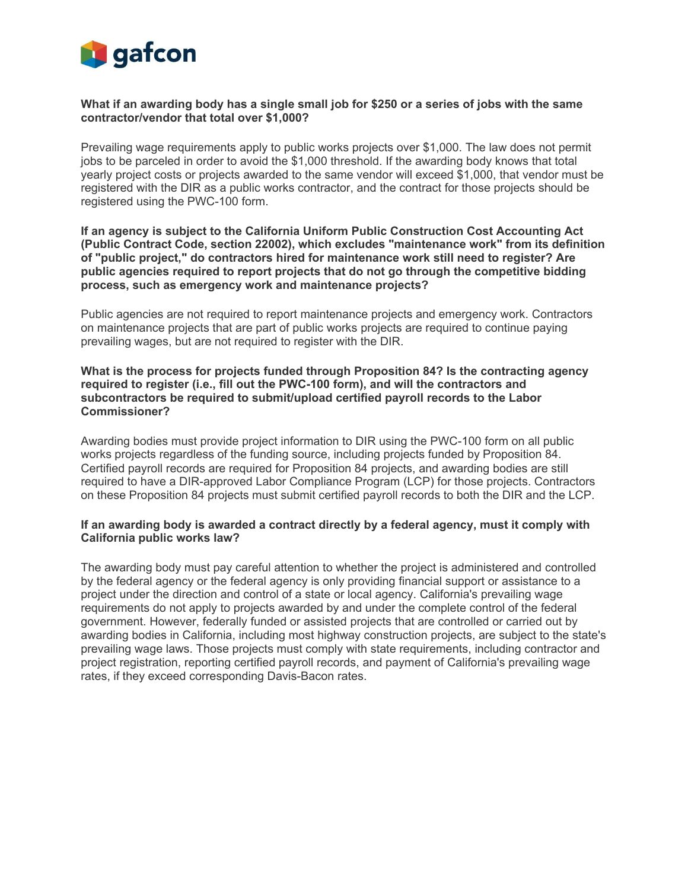**What if an awarding body has a single small job for $250 or a series of jobs with the same contractor/vendor that total over $1,000?**

Prevailing wage requirements apply to public works projects over $1,000. The law does not permit jobs to be parceled in order to avoid the $1,000 threshold. If the awarding body knows that total yearly project costs or projects awarded to the same vendor will exceed $1,000, that vendor must be registered with the DIR as a public works contractor, and the contract for those projects should be registered using the PWC-100 form.

**If an agency is subject to the California Uniform Public Construction Cost Accounting Act (Public Contract Code, section 22002), which excludes "maintenance work" from its definition of "public project," do contractors hired for maintenance work still need to register? Are public agencies required to report projects that do not go through the competitive bidding process, such as emergency work and maintenance projects?**

Public agencies are not required to report maintenance projects and emergency work. Contractors on maintenance projects that are part of public works projects are required to continue paying prevailing wages, but are not required to register with the DIR.

**What is the process for projects funded through Proposition 84? Is the contracting agency required to register (i.e., fill out the PWC-100 form), and will the contractors and subcontractors be required to submit/upload certified payroll records to the Labor Commissioner?**

Awarding bodies must provide project information to DIR using the PWC-100 form on all public works projects regardless of the funding source, including projects funded by Proposition 84. Certified payroll records are required for Proposition 84 projects, and awarding bodies are still required to have a DIR-approved Labor Compliance Program (LCP) for those projects. Contractors on these Proposition 84 projects must submit certified payroll records to both the DIR and the LCP.

**If an awarding body is awarded a contract directly by a federal agency, must it comply with California public works law?**

The awarding body must pay careful attention to whether the project is administered and controlled by the federal agency or the federal agency is only providing financial support or assistance to a project under the direction and control of a state or local agency. California's prevailing wage requirements do not apply to projects awarded by and under the complete control of the federal government. However, federally funded or assisted projects that are controlled or carried out by awarding bodies in California, including most highway construction projects, are subject to the state's prevailing wage laws. Those projects must comply with state requirements, including contractor and project registration, reporting certified payroll records, and payment of California's prevailing wage rates, if they exceed corresponding Davis-Bacon rates.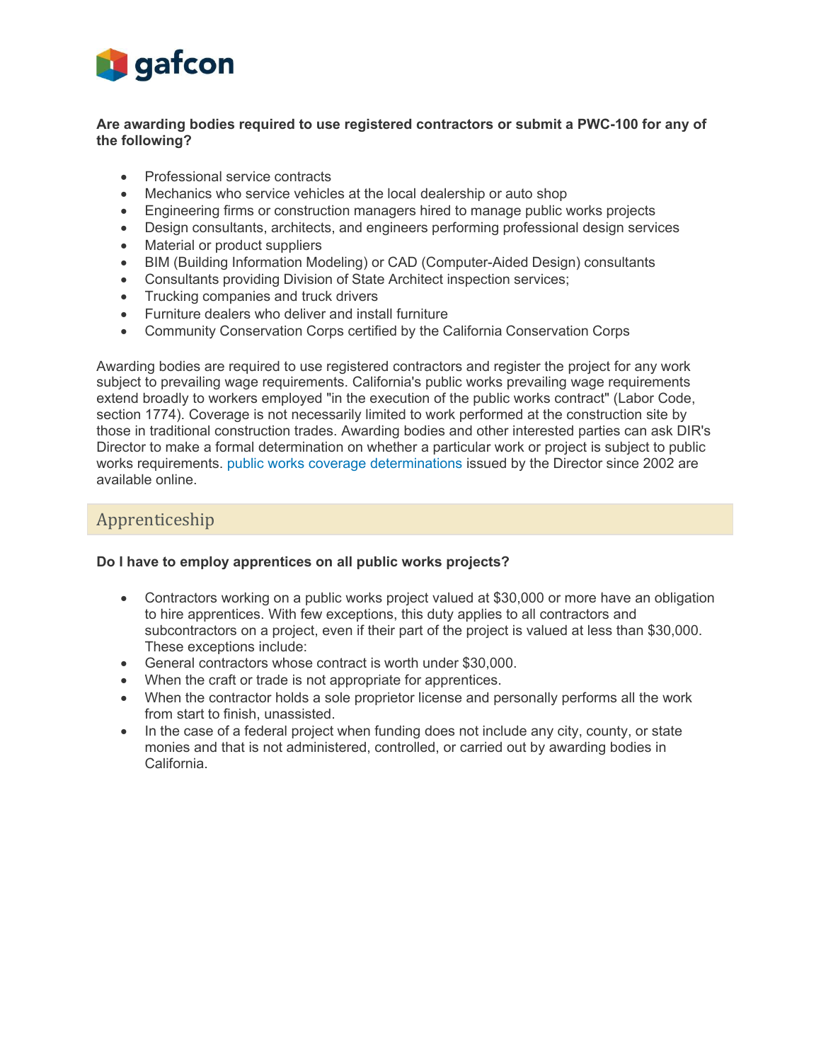**Are awarding bodies required to use registered contractors or submit a PWC-100 for any of the following?**

- Professional service contracts
- Mechanics who service vehicles at the local dealership or auto shop
- Engineering firms or construction managers hired to manage public works projects
- Design consultants, architects, and engineers performing professional design services
- Material or product suppliers
- BIM (Building Information Modeling) or CAD (Computer-Aided Design) consultants
- Consultants providing Division of State Architect inspection services;
- Trucking companies and truck drivers
- Furniture dealers who deliver and install furniture
- Community Conservation Corps certified by the California Conservation Corps

Awarding bodies are required to use registered contractors and register the project for any work subject to prevailing wage requirements. California's public works prevailing wage requirements extend broadly to workers employed "in the execution of the public works contract" (Labor Code, section 1774). Coverage is not necessarily limited to work performed at the construction site by those in traditional construction trades. Awarding bodies and other interested parties can ask DIR's Director to make a formal determination on whether a particular work or project is subject to public works requirements. public works coverage determinations issued by the Director since 2002 are available online.

## Apprenticeship

**Do I have to employ apprentices on all public works projects?**

- Contractors working on a public works project valued at $30,000 or more have an obligation to hire apprentices. With few exceptions, this duty applies to all contractors and subcontractors on a project, even if their part of the project is valued at less than $30,000. These exceptions include:
- General contractors whose contract is worth under $30,000.
- When the craft or trade is not appropriate for apprentices.
- When the contractor holds a sole proprietor license and personally performs all the work from start to finish, unassisted.
- In the case of a federal project when funding does not include any city, county, or state monies and that is not administered, controlled, or carried out by awarding bodies in California.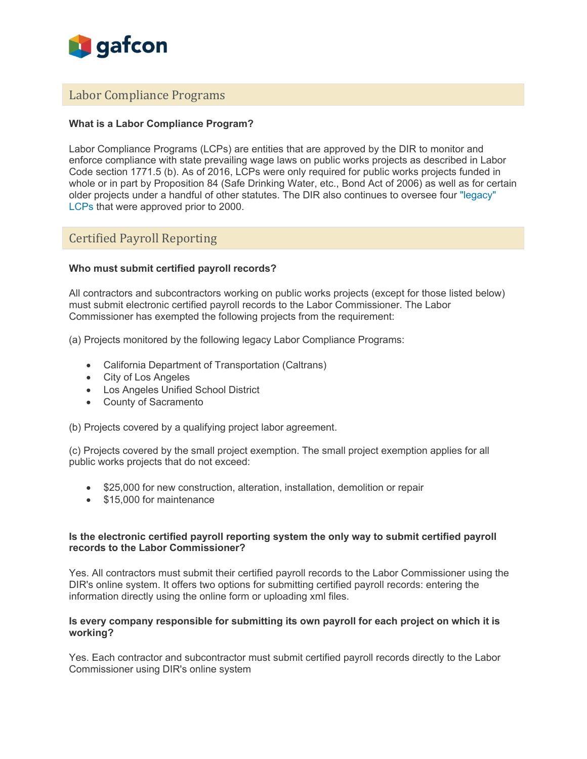## Labor Compliance Programs

**What is a Labor Compliance Program?**

Labor Compliance Programs (LCPs) are entities that are approved by the DIR to monitor and enforce compliance with state prevailing wage laws on public works projects as described in Labor Code section 1771.5 (b). As of 2016, LCPs were only required for public works projects funded in whole or in part by Proposition 84 (Safe Drinking Water, etc., Bond Act of 2006) as well as for certain older projects under a handful of other statutes. The DIR also continues to oversee four "legacy" LCPs that were approved prior to 2000.

## Certified Payroll Reporting

**Who must submit certified payroll records?**

All contractors and subcontractors working on public works projects (except for those listed below) must submit electronic certified payroll records to the Labor Commissioner. The Labor Commissioner has exempted the following projects from the requirement:

(a) Projects monitored by the following legacy Labor Compliance Programs:

- California Department of Transportation (Caltrans)
- City of Los Angeles
- Los Angeles Unified School District
- County of Sacramento

(b) Projects covered by a qualifying project labor agreement.

(c) Projects covered by the small project exemption. The small project exemption applies for all public works projects that do not exceed:

- $25,000 for new construction, alteration, installation, demolition or repair
- $15,000 for maintenance

**Is the electronic certified payroll reporting system the only way to submit certified payroll records to the Labor Commissioner?**

Yes. All contractors must submit their certified payroll records to the Labor Commissioner using the DIR's online system. It offers two options for submitting certified payroll records: entering the information directly using the online form or uploading xml files.

**Is every company responsible for submitting its own payroll for each project on which it is working?**

Yes. Each contractor and subcontractor must submit certified payroll records directly to the Labor Commissioner using DIR's online system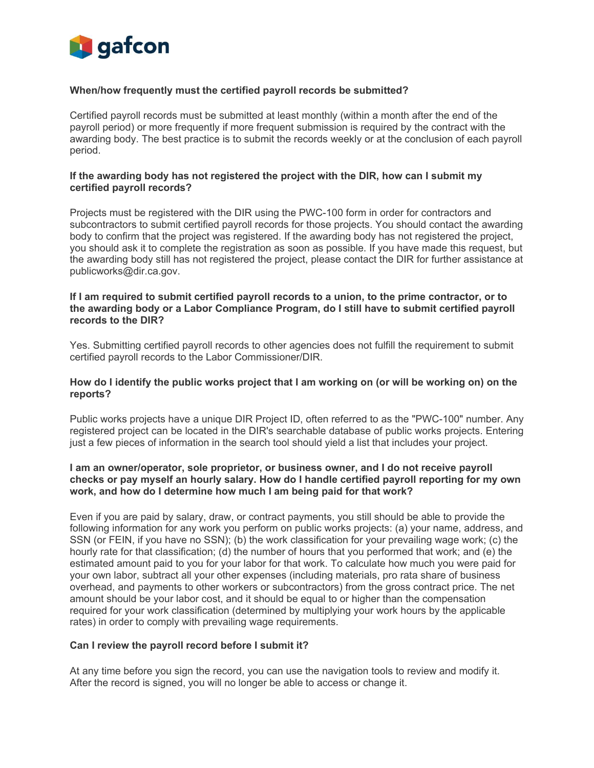**When/how frequently must the certified payroll records be submitted?**

Certified payroll records must be submitted at least monthly (within a month after the end of the payroll period) or more frequently if more frequent submission is required by the contract with the awarding body. The best practice is to submit the records weekly or at the conclusion of each payroll period.

**If the awarding body has not registered the project with the DIR, how can I submit my certified payroll records?**

Projects must be registered with the DIR using the PWC-100 form in order for contractors and subcontractors to submit certified payroll records for those projects. You should contact the awarding body to confirm that the project was registered. If the awarding body has not registered the project, you should ask it to complete the registration as soon as possible. If you have made this request, but the awarding body still has not registered the project, please contact the DIR for further assistance at publicworks@dir.ca.gov.

**If I am required to submit certified payroll records to a union, to the prime contractor, or to the awarding body or a Labor Compliance Program, do I still have to submit certified payroll records to the DIR?**

Yes. Submitting certified payroll records to other agencies does not fulfill the requirement to submit certified payroll records to the Labor Commissioner/DIR.

**How do I identify the public works project that I am working on (or will be working on) on the reports?**

Public works projects have a unique DIR Project ID, often referred to as the "PWC-100" number. Any registered project can be located in the DIR's searchable database of public works projects. Entering just a few pieces of information in the search tool should yield a list that includes your project.

**I am an owner/operator, sole proprietor, or business owner, and I do not receive payroll checks or pay myself an hourly salary. How do I handle certified payroll reporting for my own work, and how do I determine how much I am being paid for that work?**

Even if you are paid by salary, draw, or contract payments, you still should be able to provide the following information for any work you perform on public works projects: (a) your name, address, and SSN (or FEIN, if you have no SSN); (b) the work classification for your prevailing wage work; (c) the hourly rate for that classification; (d) the number of hours that you performed that work; and (e) the estimated amount paid to you for your labor for that work. To calculate how much you were paid for your own labor, subtract all your other expenses (including materials, pro rata share of business overhead, and payments to other workers or subcontractors) from the gross contract price. The net amount should be your labor cost, and it should be equal to or higher than the compensation required for your work classification (determined by multiplying your work hours by the applicable rates) in order to comply with prevailing wage requirements.

**Can I review the payroll record before I submit it?**

At any time before you sign the record, you can use the navigation tools to review and modify it. After the record is signed, you will no longer be able to access or change it.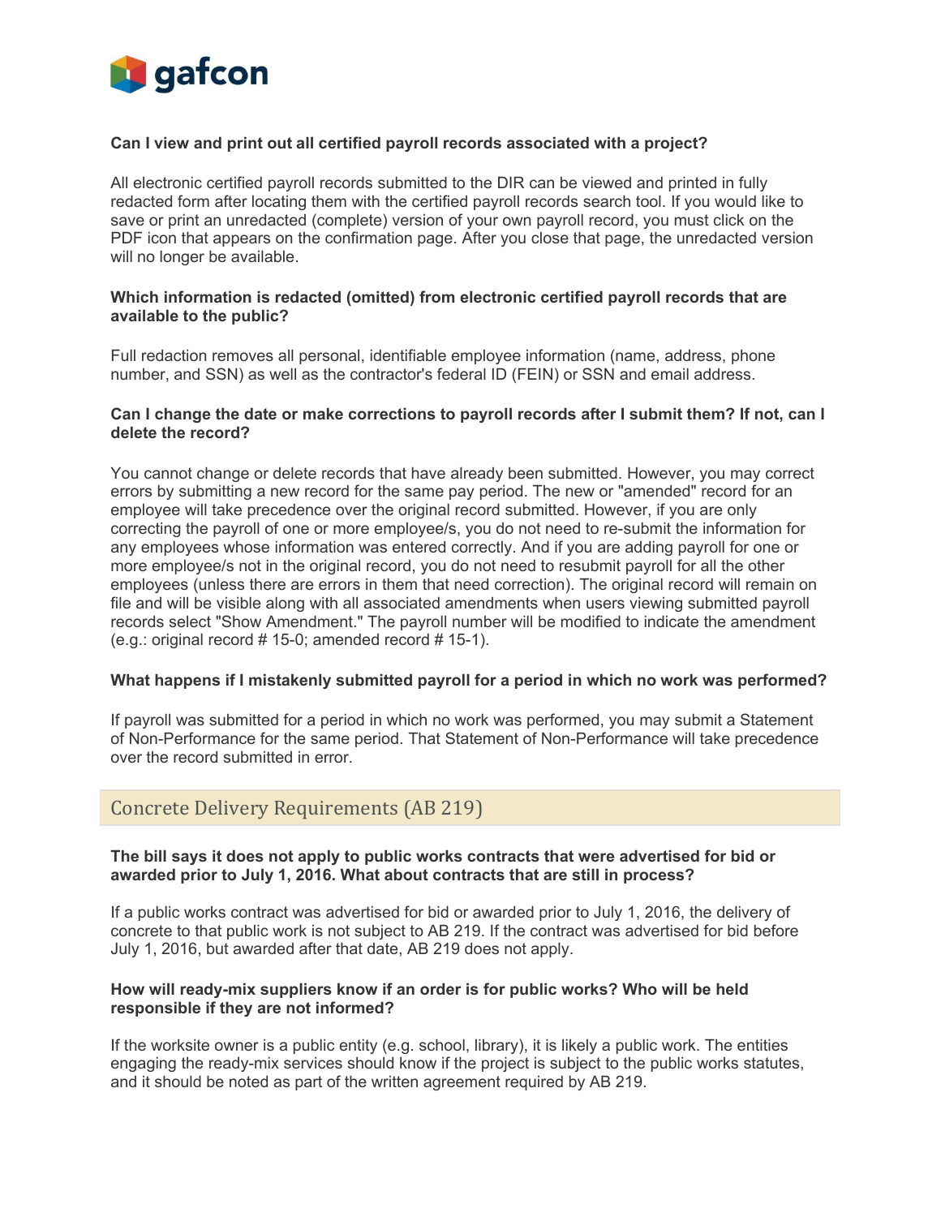**Can I view and print out all certified payroll records associated with a project?**

All electronic certified payroll records submitted to the DIR can be viewed and printed in fully redacted form after locating them with the certified payroll records search tool. If you would like to save or print an unredacted (complete) version of your own payroll record, you must click on the PDF icon that appears on the confirmation page. After you close that page, the unredacted version will no longer be available.

**Which information is redacted (omitted) from electronic certified payroll records that are available to the public?**

Full redaction removes all personal, identifiable employee information (name, address, phone number, and SSN) as well as the contractor's federal ID (FEIN) or SSN and email address.

**Can I change the date or make corrections to payroll records after I submit them? If not, can I delete the record?**

You cannot change or delete records that have already been submitted. However, you may correct errors by submitting a new record for the same pay period. The new or "amended" record for an employee will take precedence over the original record submitted. However, if you are only correcting the payroll of one or more employee/s, you do not need to re-submit the information for any employees whose information was entered correctly. And if you are adding payroll for one or more employee/s not in the original record, you do not need to resubmit payroll for all the other employees (unless there are errors in them that need correction). The original record will remain on file and will be visible along with all associated amendments when users viewing submitted payroll records select "Show Amendment." The payroll number will be modified to indicate the amendment (e.g.: original record # 15-0; amended record # 15-1).

**What happens if I mistakenly submitted payroll for a period in which no work was performed?**

If payroll was submitted for a period in which no work was performed, you may submit a Statement of Non-Performance for the same period. That Statement of Non-Performance will take precedence over the record submitted in error.

## Concrete Delivery Requirements (AB 219)

**The bill says it does not apply to public works contracts that were advertised for bid or awarded prior to July 1, 2016. What about contracts that are still in process?**

If a public works contract was advertised for bid or awarded prior to July 1, 2016, the delivery of concrete to that public work is not subject to AB 219. If the contract was advertised for bid before July 1, 2016, but awarded after that date, AB 219 does not apply.

**How will ready-mix suppliers know if an order is for public works? Who will be held responsible if they are not informed?**

If the worksite owner is a public entity (e.g. school, library), it is likely a public work. The entities engaging the ready-mix services should know if the project is subject to the public works statutes, and it should be noted as part of the written agreement required by AB 219.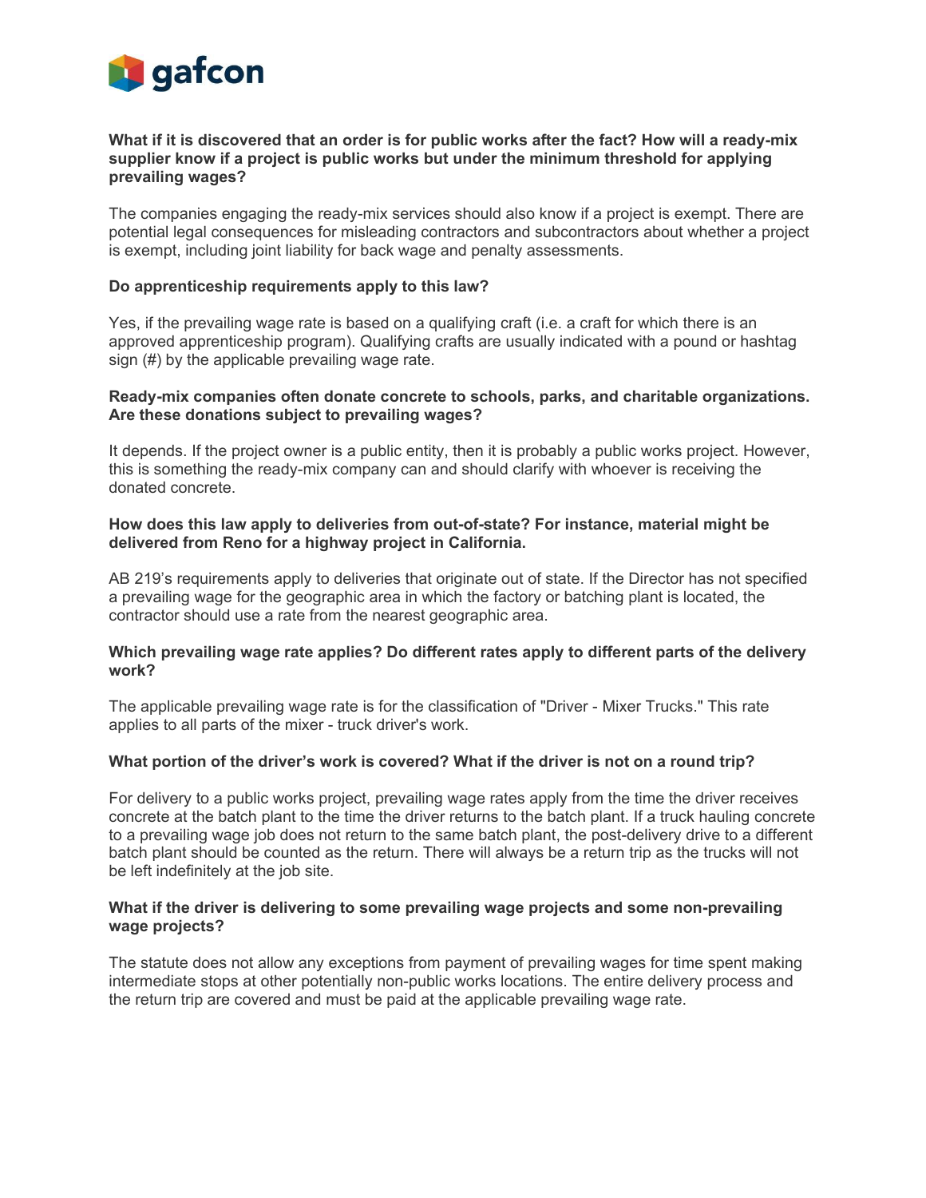**What if it is discovered that an order is for public works after the fact? How will a ready-mix supplier know if a project is public works but under the minimum threshold for applying prevailing wages?**

The companies engaging the ready-mix services should also know if a project is exempt. There are potential legal consequences for misleading contractors and subcontractors about whether a project is exempt, including joint liability for back wage and penalty assessments.

**Do apprenticeship requirements apply to this law?**

Yes, if the prevailing wage rate is based on a qualifying craft (i.e. a craft for which there is an approved apprenticeship program). Qualifying crafts are usually indicated with a pound or hashtag sign (#) by the applicable prevailing wage rate.

**Ready-mix companies often donate concrete to schools, parks, and charitable organizations. Are these donations subject to prevailing wages?**

It depends. If the project owner is a public entity, then it is probably a public works project. However, this is something the ready-mix company can and should clarify with whoever is receiving the donated concrete.

**How does this law apply to deliveries from out-of-state? For instance, material might be delivered from Reno for a highway project in California.**

AB 219's requirements apply to deliveries that originate out of state. If the Director has not specified a prevailing wage for the geographic area in which the factory or batching plant is located, the contractor should use a rate from the nearest geographic area.

**Which prevailing wage rate applies? Do different rates apply to different parts of the delivery work?**

The applicable prevailing wage rate is for the classification of "Driver - Mixer Trucks." This rate applies to all parts of the mixer - truck driver's work.

**What portion of the driver's work is covered? What if the driver is not on a round trip?**

For delivery to a public works project, prevailing wage rates apply from the time the driver receives concrete at the batch plant to the time the driver returns to the batch plant. If a truck hauling concrete to a prevailing wage job does not return to the same batch plant, the post-delivery drive to a different batch plant should be counted as the return. There will always be a return trip as the trucks will not be left indefinitely at the job site.

**What if the driver is delivering to some prevailing wage projects and some non-prevailing wage projects?**

The statute does not allow any exceptions from payment of prevailing wages for time spent making intermediate stops at other potentially non-public works locations. The entire delivery process and the return trip are covered and must be paid at the applicable prevailing wage rate.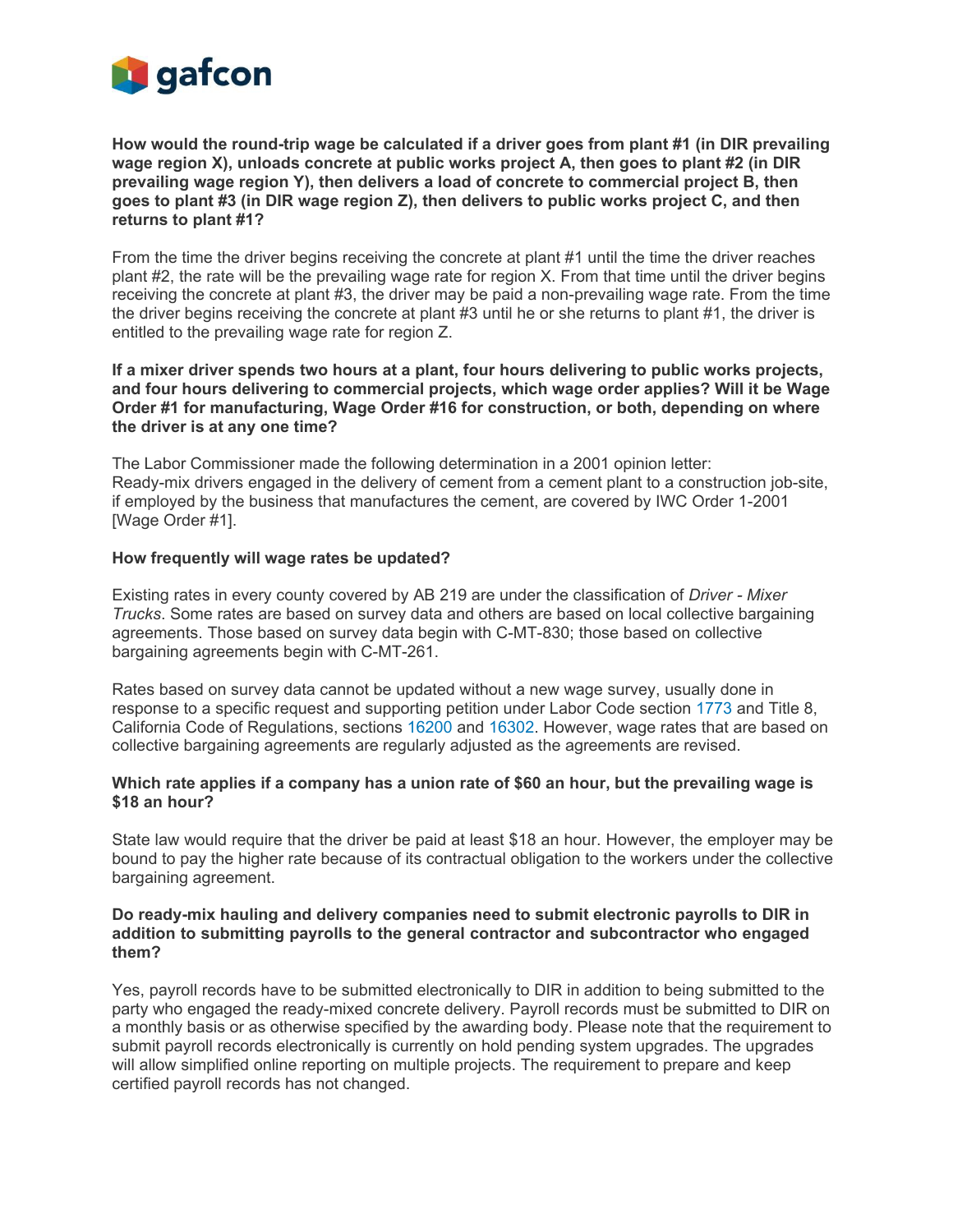**How would the round-trip wage be calculated if a driver goes from plant #1 (in DIR prevailing wage region X), unloads concrete at public works project A, then goes to plant #2 (in DIR prevailing wage region Y), then delivers a load of concrete to commercial project B, then goes to plant #3 (in DIR wage region Z), then delivers to public works project C, and then returns to plant #1?**

From the time the driver begins receiving the concrete at plant #1 until the time the driver reaches plant #2, the rate will be the prevailing wage rate for region X. From that time until the driver begins receiving the concrete at plant #3, the driver may be paid a non-prevailing wage rate. From the time the driver begins receiving the concrete at plant #3 until he or she returns to plant #1, the driver is entitled to the prevailing wage rate for region Z.

**If a mixer driver spends two hours at a plant, four hours delivering to public works projects, and four hours delivering to commercial projects, which wage order applies? Will it be Wage Order #1 for manufacturing, Wage Order #16 for construction, or both, depending on where the driver is at any one time?**

The Labor Commissioner made the following determination in a 2001 opinion letter:
Ready-mix drivers engaged in the delivery of cement from a cement plant to a construction job-site, if employed by the business that manufactures the cement, are covered by IWC Order 1-2001 [Wage Order #1].

**How frequently will wage rates be updated?**

Existing rates in every county covered by AB 219 are under the classification of *Driver - Mixer Trucks*. Some rates are based on survey data and others are based on local collective bargaining agreements. Those based on survey data begin with C-MT-830; those based on collective bargaining agreements begin with C-MT-261.

Rates based on survey data cannot be updated without a new wage survey, usually done in response to a specific request and supporting petition under Labor Code section 1773 and Title 8, California Code of Regulations, sections 16200 and 16302. However, wage rates that are based on collective bargaining agreements are regularly adjusted as the agreements are revised.

**Which rate applies if a company has a union rate of $60 an hour, but the prevailing wage is $18 an hour?**

State law would require that the driver be paid at least $18 an hour. However, the employer may be bound to pay the higher rate because of its contractual obligation to the workers under the collective bargaining agreement.

**Do ready-mix hauling and delivery companies need to submit electronic payrolls to DIR in addition to submitting payrolls to the general contractor and subcontractor who engaged them?**

Yes, payroll records have to be submitted electronically to DIR in addition to being submitted to the party who engaged the ready-mixed concrete delivery. Payroll records must be submitted to DIR on a monthly basis or as otherwise specified by the awarding body. Please note that the requirement to submit payroll records electronically is currently on hold pending system upgrades. The upgrades will allow simplified online reporting on multiple projects. The requirement to prepare and keep certified payroll records has not changed.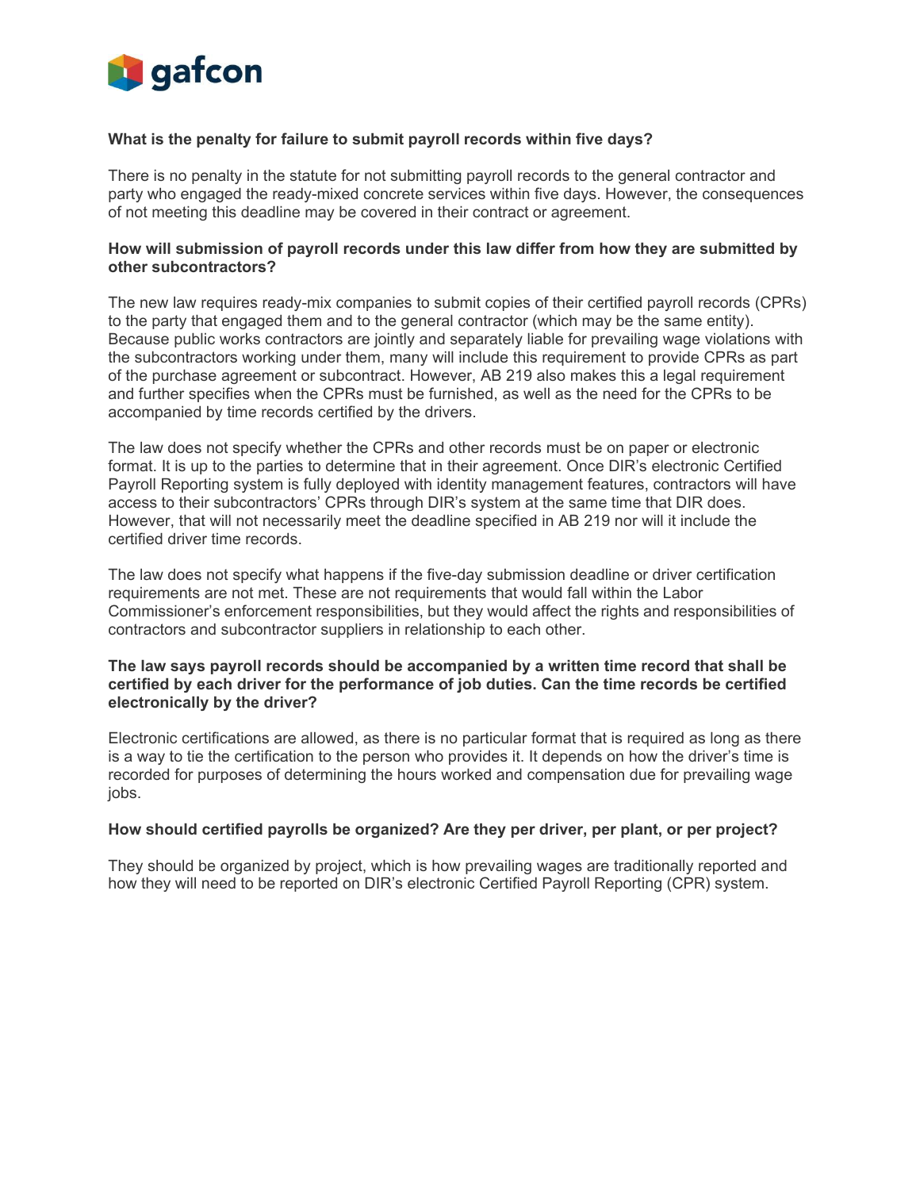**What is the penalty for failure to submit payroll records within five days?**

There is no penalty in the statute for not submitting payroll records to the general contractor and party who engaged the ready-mixed concrete services within five days. However, the consequences of not meeting this deadline may be covered in their contract or agreement.

**How will submission of payroll records under this law differ from how they are submitted by other subcontractors?**

The new law requires ready-mix companies to submit copies of their certified payroll records (CPRs) to the party that engaged them and to the general contractor (which may be the same entity). Because public works contractors are jointly and separately liable for prevailing wage violations with the subcontractors working under them, many will include this requirement to provide CPRs as part of the purchase agreement or subcontract. However, AB 219 also makes this a legal requirement and further specifies when the CPRs must be furnished, as well as the need for the CPRs to be accompanied by time records certified by the drivers.

The law does not specify whether the CPRs and other records must be on paper or electronic format. It is up to the parties to determine that in their agreement. Once DIR's electronic Certified Payroll Reporting system is fully deployed with identity management features, contractors will have access to their subcontractors' CPRs through DIR's system at the same time that DIR does. However, that will not necessarily meet the deadline specified in AB 219 nor will it include the certified driver time records.

The law does not specify what happens if the five-day submission deadline or driver certification requirements are not met. These are not requirements that would fall within the Labor Commissioner's enforcement responsibilities, but they would affect the rights and responsibilities of contractors and subcontractor suppliers in relationship to each other.

**The law says payroll records should be accompanied by a written time record that shall be certified by each driver for the performance of job duties. Can the time records be certified electronically by the driver?**

Electronic certifications are allowed, as there is no particular format that is required as long as there is a way to tie the certification to the person who provides it. It depends on how the driver's time is recorded for purposes of determining the hours worked and compensation due for prevailing wage jobs.

**How should certified payrolls be organized? Are they per driver, per plant, or per project?**

They should be organized by project, which is how prevailing wages are traditionally reported and how they will need to be reported on DIR's electronic Certified Payroll Reporting (CPR) system.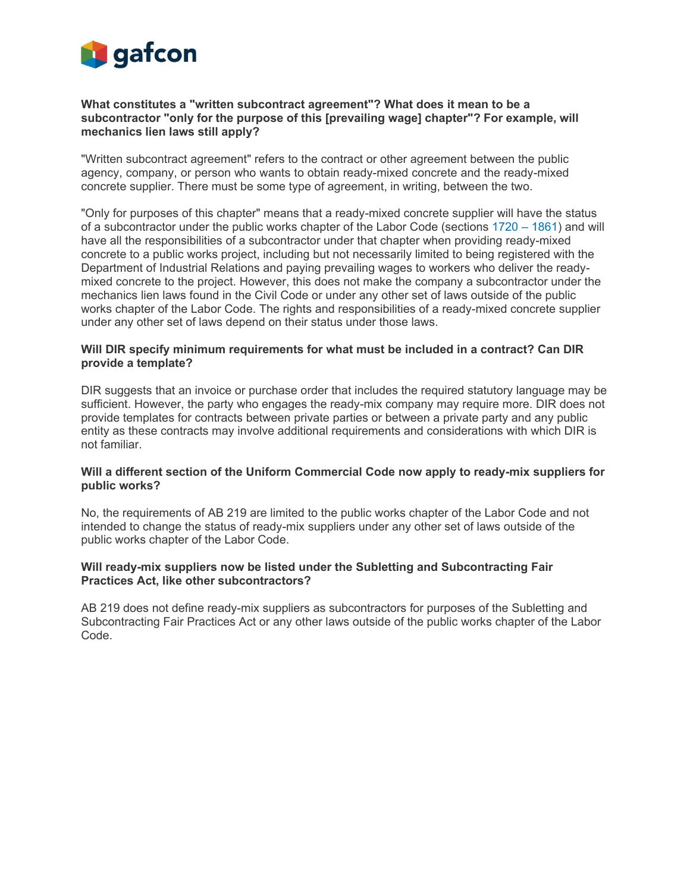**What constitutes a "written subcontract agreement"? What does it mean to be a subcontractor "only for the purpose of this [prevailing wage] chapter"? For example, will mechanics lien laws still apply?**

"Written subcontract agreement" refers to the contract or other agreement between the public agency, company, or person who wants to obtain ready-mixed concrete and the ready-mixed concrete supplier. There must be some type of agreement, in writing, between the two.

"Only for purposes of this chapter" means that a ready-mixed concrete supplier will have the status of a subcontractor under the public works chapter of the Labor Code (sections 1720 – 1861) and will have all the responsibilities of a subcontractor under that chapter when providing ready-mixed concrete to a public works project, including but not necessarily limited to being registered with the Department of Industrial Relations and paying prevailing wages to workers who deliver the ready-mixed concrete to the project. However, this does not make the company a subcontractor under the mechanics lien laws found in the Civil Code or under any other set of laws outside of the public works chapter of the Labor Code. The rights and responsibilities of a ready-mixed concrete supplier under any other set of laws depend on their status under those laws.

**Will DIR specify minimum requirements for what must be included in a contract? Can DIR provide a template?**

DIR suggests that an invoice or purchase order that includes the required statutory language may be sufficient. However, the party who engages the ready-mix company may require more. DIR does not provide templates for contracts between private parties or between a private party and any public entity as these contracts may involve additional requirements and considerations with which DIR is not familiar.

**Will a different section of the Uniform Commercial Code now apply to ready-mix suppliers for public works?**

No, the requirements of AB 219 are limited to the public works chapter of the Labor Code and not intended to change the status of ready-mix suppliers under any other set of laws outside of the public works chapter of the Labor Code.

**Will ready-mix suppliers now be listed under the Subletting and Subcontracting Fair Practices Act, like other subcontractors?**

AB 219 does not define ready-mix suppliers as subcontractors for purposes of the Subletting and Subcontracting Fair Practices Act or any other laws outside of the public works chapter of the Labor Code.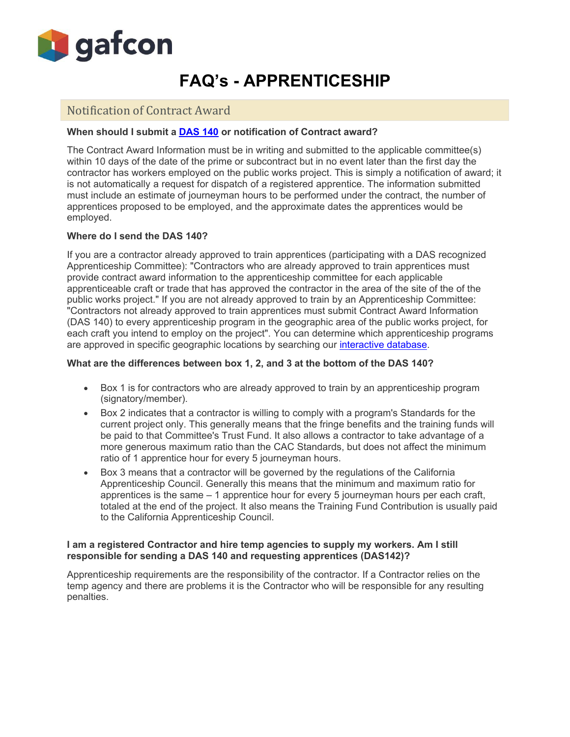# FAQ's - APPRENTICESHIP

## Notification of Contract Award

**When should I submit a DAS 140 or notification of Contract award?**

The Contract Award Information must be in writing and submitted to the applicable committee(s) within 10 days of the date of the prime or subcontract but in no event later than the first day the contractor has workers employed on the public works project. This is simply a notification of award; it is not automatically a request for dispatch of a registered apprentice. The information submitted must include an estimate of journeyman hours to be performed under the contract, the number of apprentices proposed to be employed, and the approximate dates the apprentices would be employed.

**Where do I send the DAS 140?**

If you are a contractor already approved to train apprentices (participating with a DAS recognized Apprenticeship Committee): "Contractors who are already approved to train apprentices must provide contract award information to the apprenticeship committee for each applicable apprenticeable craft or trade that has approved the contractor in the area of the site of the of the public works project." If you are not already approved to train by an Apprenticeship Committee: "Contractors not already approved to train apprentices must submit Contract Award Information (DAS 140) to every apprenticeship program in the geographic area of the public works project, for each craft you intend to employ on the project". You can determine which apprenticeship programs are approved in specific geographic locations by searching our interactive database.

**What are the differences between box 1, 2, and 3 at the bottom of the DAS 140?**

- Box 1 is for contractors who are already approved to train by an apprenticeship program (signatory/member).
- Box 2 indicates that a contractor is willing to comply with a program's Standards for the current project only. This generally means that the fringe benefits and the training funds will be paid to that Committee's Trust Fund. It also allows a contractor to take advantage of a more generous maximum ratio than the CAC Standards, but does not affect the minimum ratio of 1 apprentice hour for every 5 journeyman hours.
- Box 3 means that a contractor will be governed by the regulations of the California Apprenticeship Council. Generally this means that the minimum and maximum ratio for apprentices is the same – 1 apprentice hour for every 5 journeyman hours per each craft, totaled at the end of the project. It also means the Training Fund Contribution is usually paid to the California Apprenticeship Council.

**I am a registered Contractor and hire temp agencies to supply my workers. Am I still responsible for sending a DAS 140 and requesting apprentices (DAS142)?**

Apprenticeship requirements are the responsibility of the contractor. If a Contractor relies on the temp agency and there are problems it is the Contractor who will be responsible for any resulting penalties.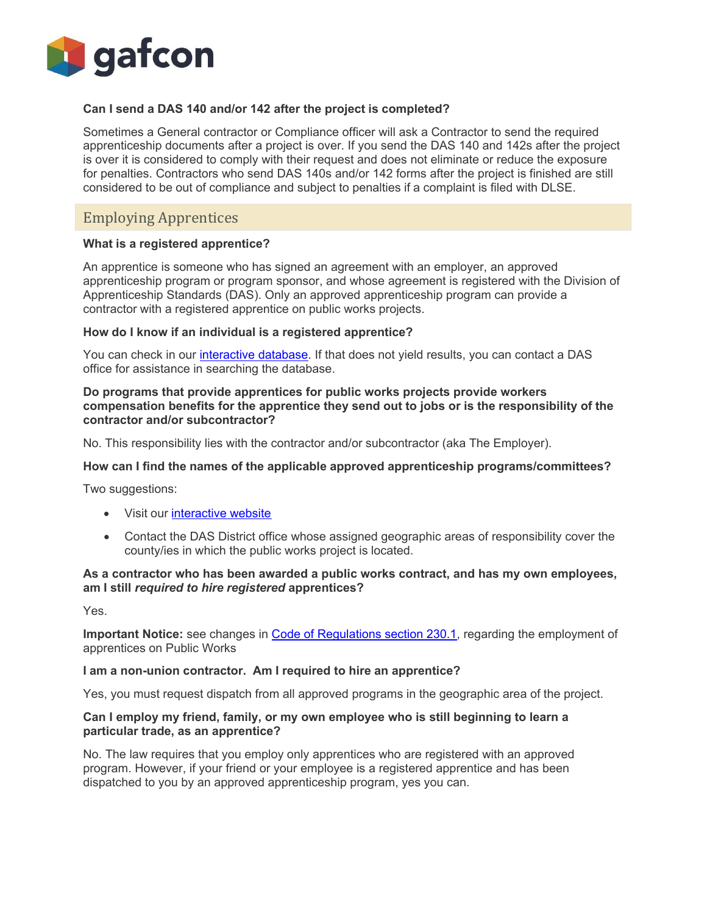**Can I send a DAS 140 and/or 142 after the project is completed?**

Sometimes a General contractor or Compliance officer will ask a Contractor to send the required apprenticeship documents after a project is over. If you send the DAS 140 and 142s after the project is over it is considered to comply with their request and does not eliminate or reduce the exposure for penalties. Contractors who send DAS 140s and/or 142 forms after the project is finished are still considered to be out of compliance and subject to penalties if a complaint is filed with DLSE.

## Employing Apprentices

**What is a registered apprentice?**

An apprentice is someone who has signed an agreement with an employer, an approved apprenticeship program or program sponsor, and whose agreement is registered with the Division of Apprenticeship Standards (DAS). Only an approved apprenticeship program can provide a contractor with a registered apprentice on public works projects.

**How do I know if an individual is a registered apprentice?**

You can check in our interactive database. If that does not yield results, you can contact a DAS office for assistance in searching the database.

**Do programs that provide apprentices for public works projects provide workers compensation benefits for the apprentice they send out to jobs or is the responsibility of the contractor and/or subcontractor?**

No. This responsibility lies with the contractor and/or subcontractor (aka The Employer).

**How can I find the names of the applicable approved apprenticeship programs/committees?**

Two suggestions:

- Visit our interactive website
- Contact the DAS District office whose assigned geographic areas of responsibility cover the county/ies in which the public works project is located.

**As a contractor who has been awarded a public works contract, and has my own employees, am I still *required to hire registered* apprentices?**

Yes.

**Important Notice:** see changes in Code of Regulations section 230.1, regarding the employment of apprentices on Public Works

**I am a non-union contractor. Am I required to hire an apprentice?**

Yes, you must request dispatch from all approved programs in the geographic area of the project.

**Can I employ my friend, family, or my own employee who is still beginning to learn a particular trade, as an apprentice?**

No. The law requires that you employ only apprentices who are registered with an approved program. However, if your friend or your employee is a registered apprentice and has been dispatched to you by an approved apprenticeship program, yes you can.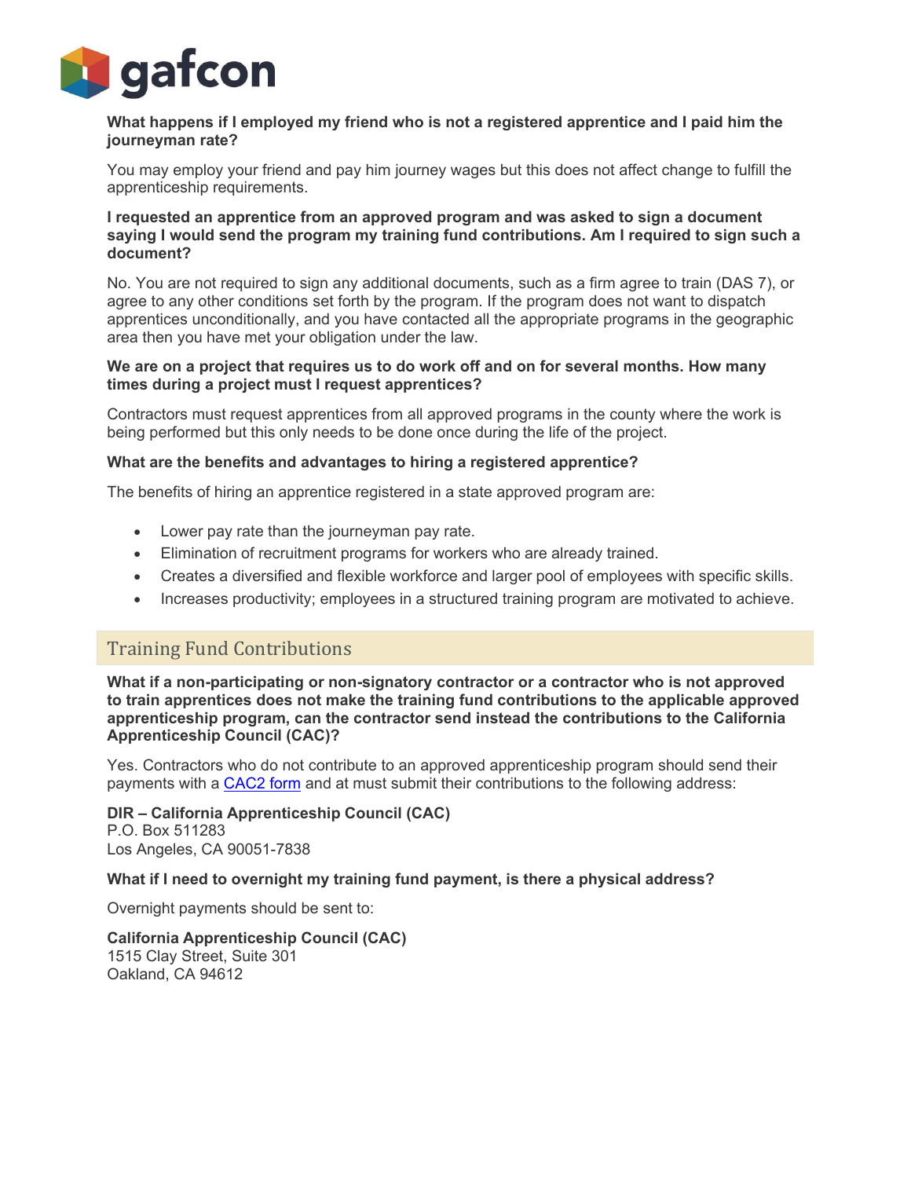**What happens if I employed my friend who is not a registered apprentice and I paid him the journeyman rate?**

You may employ your friend and pay him journey wages but this does not affect change to fulfill the apprenticeship requirements.

**I requested an apprentice from an approved program and was asked to sign a document saying I would send the program my training fund contributions. Am I required to sign such a document?**

No. You are not required to sign any additional documents, such as a firm agree to train (DAS 7), or agree to any other conditions set forth by the program. If the program does not want to dispatch apprentices unconditionally, and you have contacted all the appropriate programs in the geographic area then you have met your obligation under the law.

**We are on a project that requires us to do work off and on for several months. How many times during a project must I request apprentices?**

Contractors must request apprentices from all approved programs in the county where the work is being performed but this only needs to be done once during the life of the project.

**What are the benefits and advantages to hiring a registered apprentice?**

The benefits of hiring an apprentice registered in a state approved program are:

- Lower pay rate than the journeyman pay rate.
- Elimination of recruitment programs for workers who are already trained.
- Creates a diversified and flexible workforce and larger pool of employees with specific skills.
- Increases productivity; employees in a structured training program are motivated to achieve.

## Training Fund Contributions

**What if a non-participating or non-signatory contractor or a contractor who is not approved to train apprentices does not make the training fund contributions to the applicable approved apprenticeship program, can the contractor send instead the contributions to the California Apprenticeship Council (CAC)?**

Yes. Contractors who do not contribute to an approved apprenticeship program should send their payments with a CAC2 form and at must submit their contributions to the following address:

**DIR – California Apprenticeship Council (CAC)**
P.O. Box 511283
Los Angeles, CA 90051-7838

**What if I need to overnight my training fund payment, is there a physical address?**

Overnight payments should be sent to:

**California Apprenticeship Council (CAC)**
1515 Clay Street, Suite 301
Oakland, CA 94612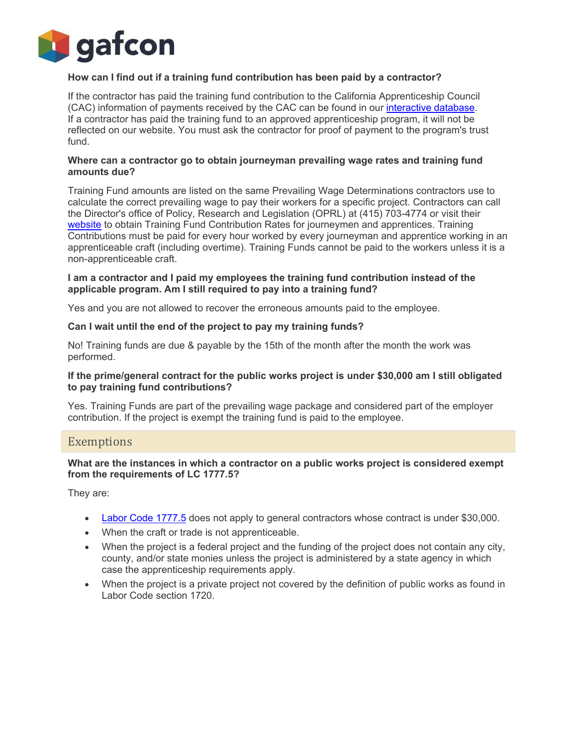**How can I find out if a training fund contribution has been paid by a contractor?**

If the contractor has paid the training fund contribution to the California Apprenticeship Council (CAC) information of payments received by the CAC can be found in our [interactive database](). If a contractor has paid the training fund to an approved apprenticeship program, it will not be reflected on our website. You must ask the contractor for proof of payment to the program's trust fund.

**Where can a contractor go to obtain journeyman prevailing wage rates and training fund amounts due?**

Training Fund amounts are listed on the same Prevailing Wage Determinations contractors use to calculate the correct prevailing wage to pay their workers for a specific project. Contractors can call the Director's office of Policy, Research and Legislation (OPRL) at (415) 703-4774 or visit their [website]() to obtain Training Fund Contribution Rates for journeymen and apprentices. Training Contributions must be paid for every hour worked by every journeyman and apprentice working in an apprenticeable craft (including overtime). Training Funds cannot be paid to the workers unless it is a non-apprenticeable craft.

**I am a contractor and I paid my employees the training fund contribution instead of the applicable program. Am I still required to pay into a training fund?**

Yes and you are not allowed to recover the erroneous amounts paid to the employee.

**Can I wait until the end of the project to pay my training funds?**

No! Training funds are due & payable by the 15th of the month after the month the work was performed.

**If the prime/general contract for the public works project is under $30,000 am I still obligated to pay training fund contributions?**

Yes. Training Funds are part of the prevailing wage package and considered part of the employer contribution. If the project is exempt the training fund is paid to the employee.

## Exemptions

**What are the instances in which a contractor on a public works project is considered exempt from the requirements of LC 1777.5?**

They are:

- [Labor Code 1777.5]() does not apply to general contractors whose contract is under $30,000.
- When the craft or trade is not apprenticeable.
- When the project is a federal project and the funding of the project does not contain any city, county, and/or state monies unless the project is administered by a state agency in which case the apprenticeship requirements apply.
- When the project is a private project not covered by the definition of public works as found in Labor Code section 1720.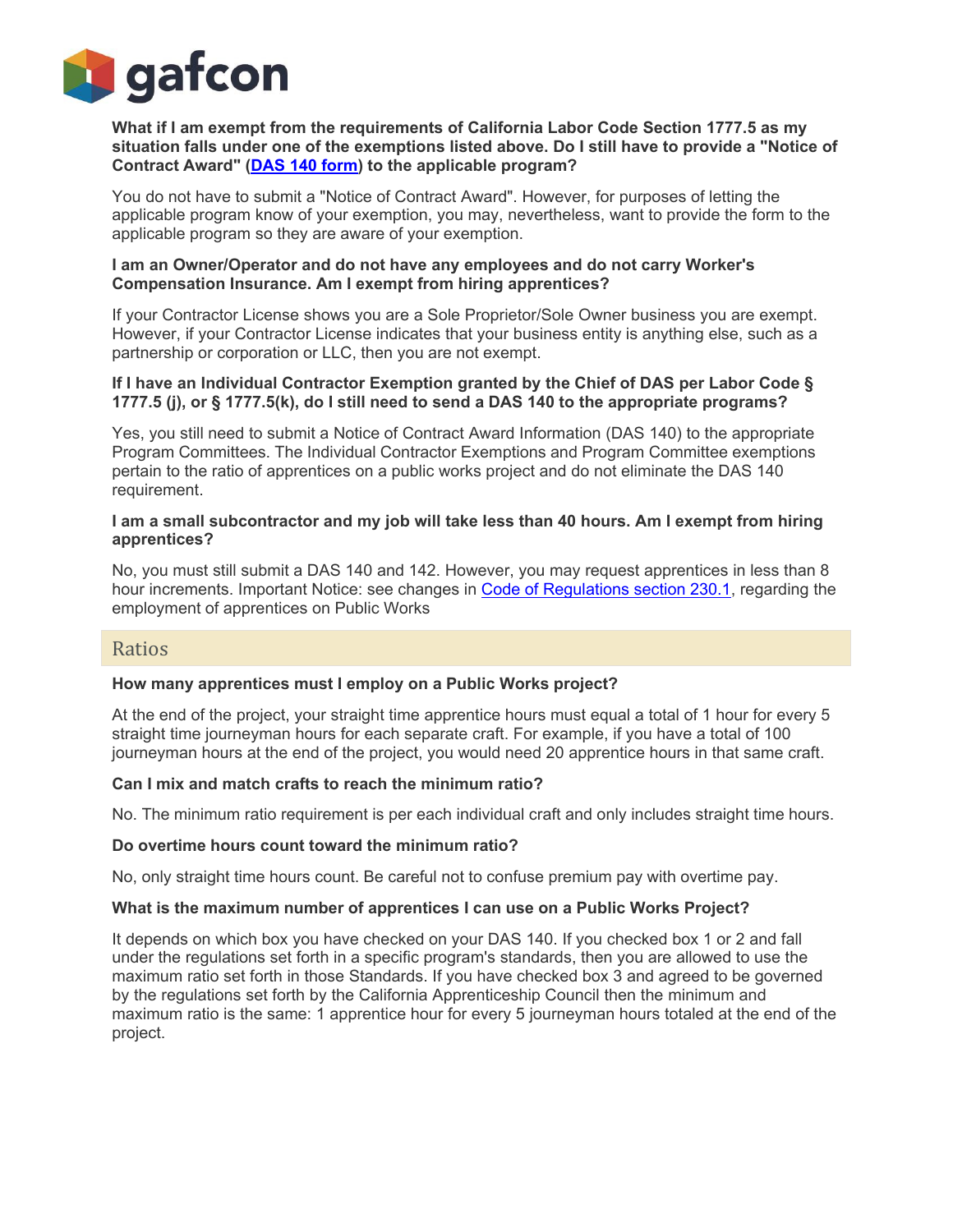**What if I am exempt from the requirements of California Labor Code Section 1777.5 as my situation falls under one of the exemptions listed above. Do I still have to provide a "Notice of Contract Award" (DAS 140 form) to the applicable program?**

You do not have to submit a "Notice of Contract Award". However, for purposes of letting the applicable program know of your exemption, you may, nevertheless, want to provide the form to the applicable program so they are aware of your exemption.

**I am an Owner/Operator and do not have any employees and do not carry Worker's Compensation Insurance. Am I exempt from hiring apprentices?**

If your Contractor License shows you are a Sole Proprietor/Sole Owner business you are exempt. However, if your Contractor License indicates that your business entity is anything else, such as a partnership or corporation or LLC, then you are not exempt.

**If I have an Individual Contractor Exemption granted by the Chief of DAS per Labor Code § 1777.5 (j), or § 1777.5(k), do I still need to send a DAS 140 to the appropriate programs?**

Yes, you still need to submit a Notice of Contract Award Information (DAS 140) to the appropriate Program Committees. The Individual Contractor Exemptions and Program Committee exemptions pertain to the ratio of apprentices on a public works project and do not eliminate the DAS 140 requirement.

**I am a small subcontractor and my job will take less than 40 hours. Am I exempt from hiring apprentices?**

No, you must still submit a DAS 140 and 142. However, you may request apprentices in less than 8 hour increments. Important Notice: see changes in Code of Regulations section 230.1, regarding the employment of apprentices on Public Works

## Ratios

**How many apprentices must I employ on a Public Works project?**

At the end of the project, your straight time apprentice hours must equal a total of 1 hour for every 5 straight time journeyman hours for each separate craft. For example, if you have a total of 100 journeyman hours at the end of the project, you would need 20 apprentice hours in that same craft.

**Can I mix and match crafts to reach the minimum ratio?**

No. The minimum ratio requirement is per each individual craft and only includes straight time hours.

**Do overtime hours count toward the minimum ratio?**

No, only straight time hours count. Be careful not to confuse premium pay with overtime pay.

**What is the maximum number of apprentices I can use on a Public Works Project?**

It depends on which box you have checked on your DAS 140. If you checked box 1 or 2 and fall under the regulations set forth in a specific program's standards, then you are allowed to use the maximum ratio set forth in those Standards. If you have checked box 3 and agreed to be governed by the regulations set forth by the California Apprenticeship Council then the minimum and maximum ratio is the same: 1 apprentice hour for every 5 journeyman hours totaled at the end of the project.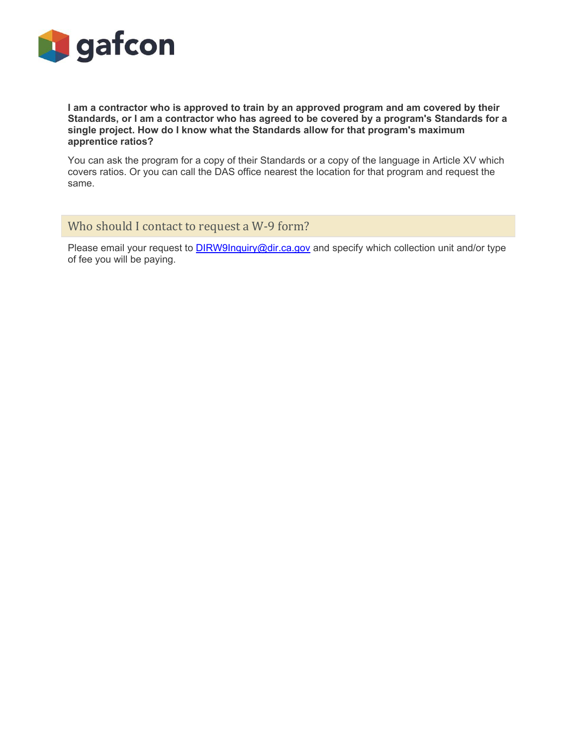**I am a contractor who is approved to train by an approved program and am covered by their Standards, or I am a contractor who has agreed to be covered by a program's Standards for a single project. How do I know what the Standards allow for that program's maximum apprentice ratios?**

You can ask the program for a copy of their Standards or a copy of the language in Article XV which covers ratios. Or you can call the DAS office nearest the location for that program and request the same.

## Who should I contact to request a W-9 form?

Please email your request to DIRW9Inquiry@dir.ca.gov and specify which collection unit and/or type of fee you will be paying.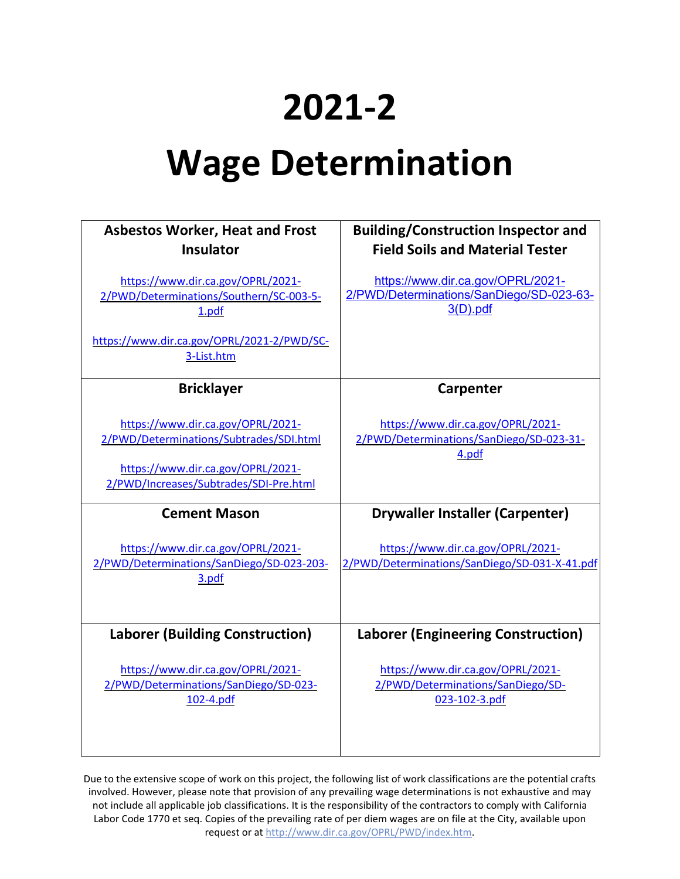# 2021-2

# Wage Determination

| Asbestos Worker, Heat and Frost Insulator | Building/Construction Inspector and Field Soils and Material Tester |
|---|---|
| https://www.dir.ca.gov/OPRL/2021-2/PWD/Determinations/Southern/SC-003-5-1.pdf<br><br>https://www.dir.ca.gov/OPRL/2021-2/PWD/SC-3-List.htm | https://www.dir.ca.gov/OPRL/2021-2/PWD/Determinations/SanDiego/SD-023-63-3(D).pdf |
| **Bricklayer** | **Carpenter** |
| https://www.dir.ca.gov/OPRL/2021-2/PWD/Determinations/Subtrades/SDI.html<br><br>https://www.dir.ca.gov/OPRL/2021-2/PWD/Increases/Subtrades/SDI-Pre.html | https://www.dir.ca.gov/OPRL/2021-2/PWD/Determinations/SanDiego/SD-023-31-4.pdf |
| **Cement Mason** | **Drywaller Installer (Carpenter)** |
| https://www.dir.ca.gov/OPRL/2021-2/PWD/Determinations/SanDiego/SD-023-203-3.pdf | https://www.dir.ca.gov/OPRL/2021-2/PWD/Determinations/SanDiego/SD-031-X-41.pdf |
| **Laborer (Building Construction)** | **Laborer (Engineering Construction)** |
| https://www.dir.ca.gov/OPRL/2021-2/PWD/Determinations/SanDiego/SD-023-102-4.pdf | https://www.dir.ca.gov/OPRL/2021-2/PWD/Determinations/SanDiego/SD-023-102-3.pdf |

Due to the extensive scope of work on this project, the following list of work classifications are the potential crafts involved. However, please note that provision of any prevailing wage determinations is not exhaustive and may not include all applicable job classifications. It is the responsibility of the contractors to comply with California Labor Code 1770 et seq. Copies of the prevailing rate of per diem wages are on file at the City, available upon request or at http://www.dir.ca.gov/OPRL/PWD/index.htm.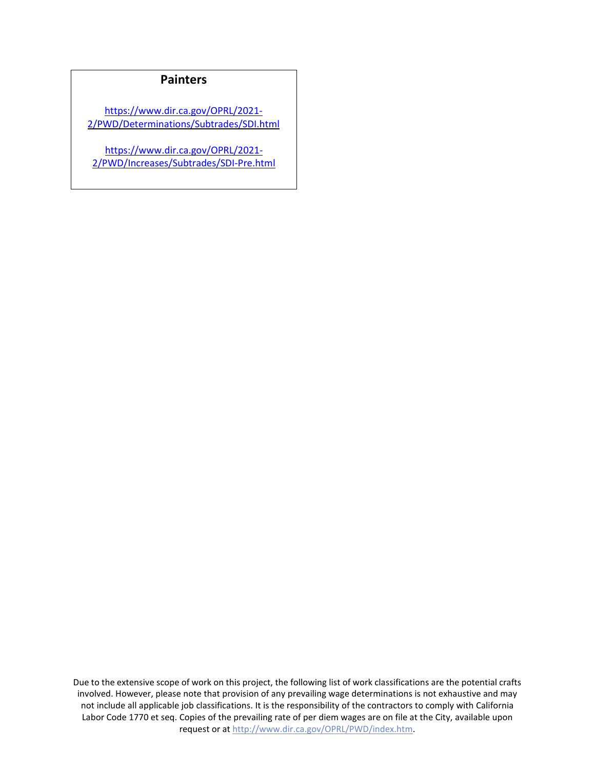## Painters

https://www.dir.ca.gov/OPRL/2021-2/PWD/Determinations/Subtrades/SDI.html

https://www.dir.ca.gov/OPRL/2021-2/PWD/Increases/Subtrades/SDI-Pre.html

Due to the extensive scope of work on this project, the following list of work classifications are the potential crafts involved. However, please note that provision of any prevailing wage determinations is not exhaustive and may not include all applicable job classifications. It is the responsibility of the contractors to comply with California Labor Code 1770 et seq. Copies of the prevailing rate of per diem wages are on file at the City, available upon request or at http://www.dir.ca.gov/OPRL/PWD/index.htm.